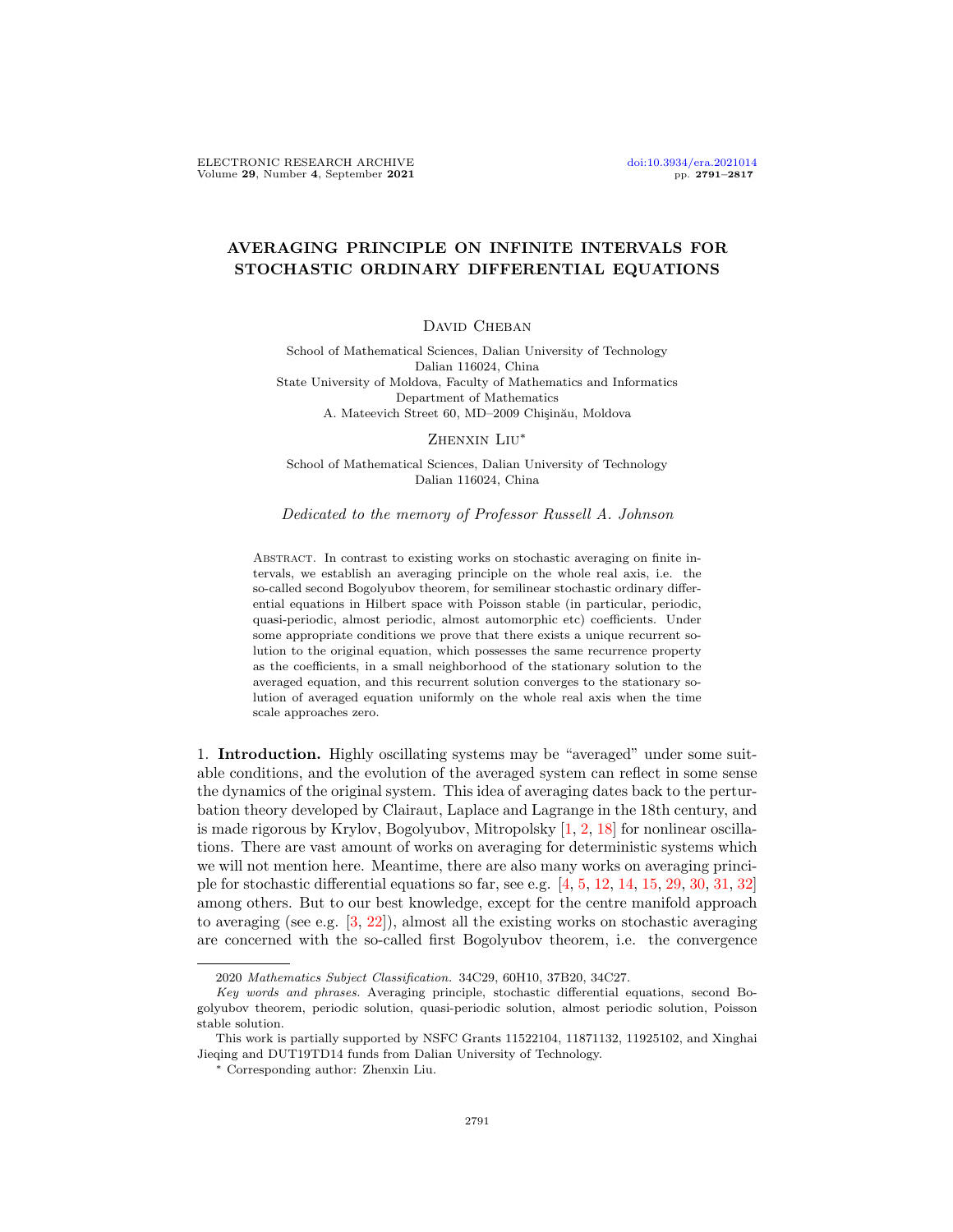# AVERAGING PRINCIPLE ON INFINITE INTERVALS FOR STOCHASTIC ORDINARY DIFFERENTIAL EQUATIONS

David Cheban

School of Mathematical Sciences, Dalian University of Technology
Dalian 116024, China
State University of Moldova, Faculty of Mathematics and Informatics
Department of Mathematics
A. Mateevich Street 60, MD–2009 Chişinău, Moldova

Zhenxin Liu*

School of Mathematical Sciences, Dalian University of Technology
Dalian 116024, China

*Dedicated to the memory of Professor Russell A. Johnson*

Abstract. In contrast to existing works on stochastic averaging on finite intervals, we establish an averaging principle on the whole real axis, i.e. the so-called second Bogolyubov theorem, for semilinear stochastic ordinary differential equations in Hilbert space with Poisson stable (in particular, periodic, quasi-periodic, almost periodic, almost automorphic etc) coefficients. Under some appropriate conditions we prove that there exists a unique recurrent solution to the original equation, which possesses the same recurrence property as the coefficients, in a small neighborhood of the stationary solution to the averaged equation, and this recurrent solution converges to the stationary solution of averaged equation uniformly on the whole real axis when the time scale approaches zero.

## 1. Introduction.

Highly oscillating systems may be "averaged" under some suitable conditions, and the evolution of the averaged system can reflect in some sense the dynamics of the original system. This idea of averaging dates back to the perturbation theory developed by Clairaut, Laplace and Lagrange in the 18th century, and is made rigorous by Krylov, Bogolyubov, Mitropolsky [1, 2, 18] for nonlinear oscillations. There are vast amount of works on averaging for deterministic systems which we will not mention here. Meantime, there are also many works on averaging principle for stochastic differential equations so far, see e.g. [4, 5, 12, 14, 15, 29, 30, 31, 32] among others. But to our best knowledge, except for the centre manifold approach to averaging (see e.g. [3, 22]), almost all the existing works on stochastic averaging are concerned with the so-called first Bogolyubov theorem, i.e. the convergence

---

2020 *Mathematics Subject Classification.* 34C29, 60H10, 37B20, 34C27.

*Key words and phrases.* Averaging principle, stochastic differential equations, second Bogolyubov theorem, periodic solution, quasi-periodic solution, almost periodic solution, Poisson stable solution.

This work is partially supported by NSFC Grants 11522104, 11871132, 11925102, and Xinghai Jieqing and DUT19TD14 funds from Dalian University of Technology.

* Corresponding author: Zhenxin Liu.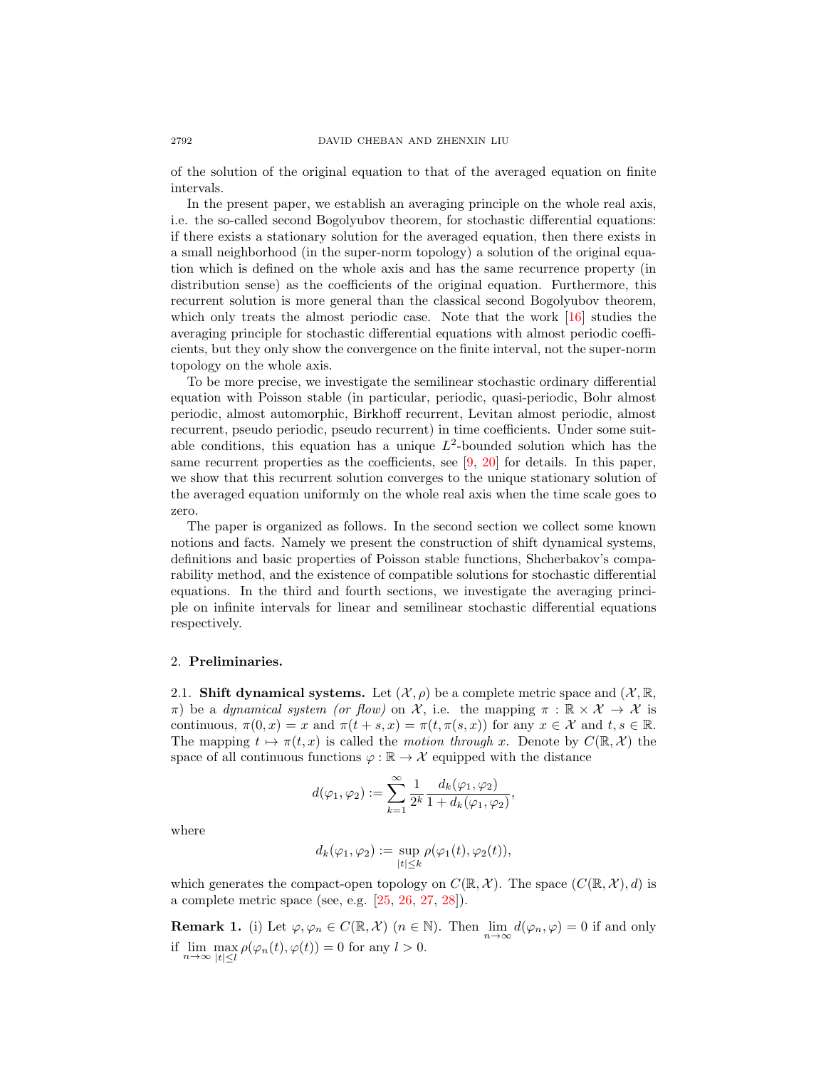of the solution of the original equation to that of the averaged equation on finite intervals.

In the present paper, we establish an averaging principle on the whole real axis, i.e. the so-called second Bogolyubov theorem, for stochastic differential equations: if there exists a stationary solution for the averaged equation, then there exists in a small neighborhood (in the super-norm topology) a solution of the original equation which is defined on the whole axis and has the same recurrence property (in distribution sense) as the coefficients of the original equation. Furthermore, this recurrent solution is more general than the classical second Bogolyubov theorem, which only treats the almost periodic case. Note that the work [16] studies the averaging principle for stochastic differential equations with almost periodic coefficients, but they only show the convergence on the finite interval, not the super-norm topology on the whole axis.

To be more precise, we investigate the semilinear stochastic ordinary differential equation with Poisson stable (in particular, periodic, quasi-periodic, Bohr almost periodic, almost automorphic, Birkhoff recurrent, Levitan almost periodic, almost recurrent, pseudo periodic, pseudo recurrent) in time coefficients. Under some suitable conditions, this equation has a unique $L^2$-bounded solution which has the same recurrent properties as the coefficients, see [9, 20] for details. In this paper, we show that this recurrent solution converges to the unique stationary solution of the averaged equation uniformly on the whole real axis when the time scale goes to zero.

The paper is organized as follows. In the second section we collect some known notions and facts. Namely we present the construction of shift dynamical systems, definitions and basic properties of Poisson stable functions, Shcherbakov's comparability method, and the existence of compatible solutions for stochastic differential equations. In the third and fourth sections, we investigate the averaging principle on infinite intervals for linear and semilinear stochastic differential equations respectively.

## 2. Preliminaries.

### 2.1. Shift dynamical systems.

Let $(\mathcal{X}, \rho)$ be a complete metric space and $(\mathcal{X}, \mathbb{R}, \pi)$ be a *dynamical system (or flow)* on $\mathcal{X}$, i.e. the mapping $\pi : \mathbb{R} \times \mathcal{X} \to \mathcal{X}$ is continuous, $\pi(0, x) = x$ and $\pi(t + s, x) = \pi(t, \pi(s, x))$ for any $x \in \mathcal{X}$ and $t, s \in \mathbb{R}$. The mapping $t \mapsto \pi(t, x)$ is called the *motion through* $x$. Denote by $C(\mathbb{R}, \mathcal{X})$ the space of all continuous functions $\varphi : \mathbb{R} \to \mathcal{X}$ equipped with the distance

$$d(\varphi_1, \varphi_2) := \sum_{k=1}^{\infty} \frac{1}{2^k} \frac{d_k(\varphi_1, \varphi_2)}{1 + d_k(\varphi_1, \varphi_2)},$$

where

$$d_k(\varphi_1, \varphi_2) := \sup_{|t| \le k} \rho(\varphi_1(t), \varphi_2(t)),$$

which generates the compact-open topology on $C(\mathbb{R}, \mathcal{X})$. The space $(C(\mathbb{R}, \mathcal{X}), d)$ is a complete metric space (see, e.g. [25, 26, 27, 28]).

**Remark 1.** (i) Let $\varphi, \varphi_n \in C(\mathbb{R}, \mathcal{X})$ $(n \in \mathbb{N})$. Then $\lim_{n\to\infty} d(\varphi_n, \varphi) = 0$ if and only if $\lim_{n\to\infty} \max_{|t| \le l} \rho(\varphi_n(t), \varphi(t)) = 0$ for any $l > 0$.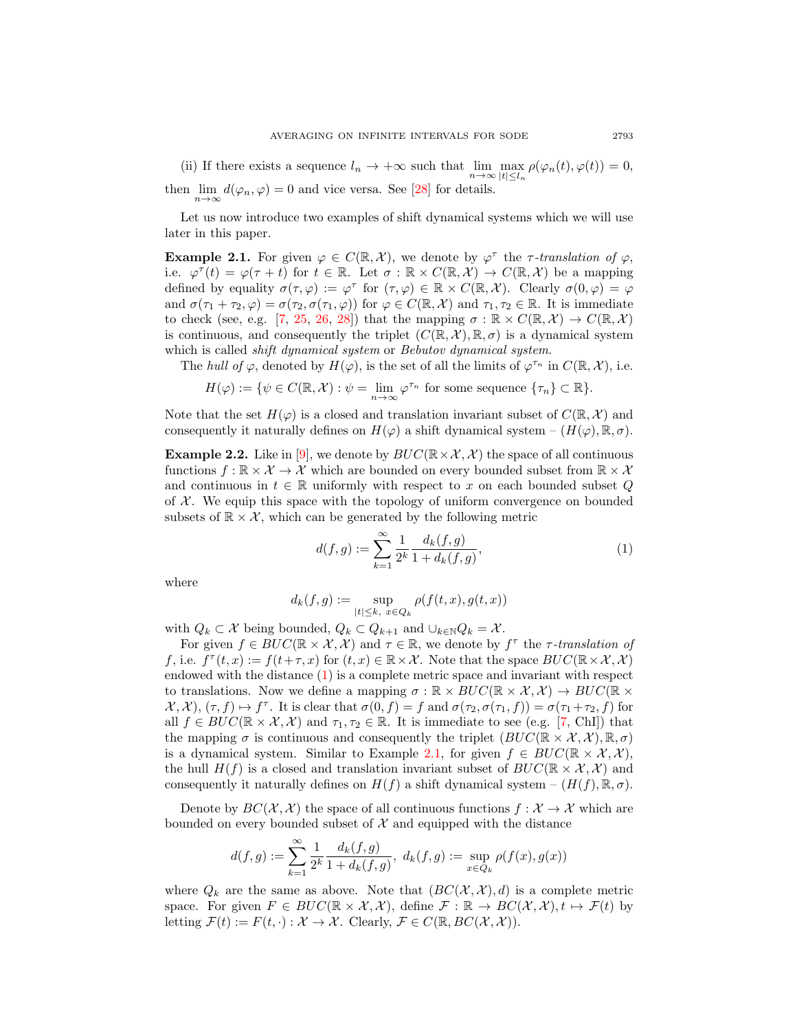(ii) If there exists a sequence $l_n \to +\infty$ such that $\lim_{n\to\infty} \max_{|t|\le l_n} \rho(\varphi_n(t), \varphi(t)) = 0$, then $\lim_{n\to\infty} d(\varphi_n, \varphi) = 0$ and vice versa. See [28] for details.

Let us now introduce two examples of shift dynamical systems which we will use later in this paper.

**Example 2.1.** For given $\varphi \in C(\mathbb{R}, \mathcal{X})$, we denote by $\varphi^\tau$ the *$\tau$-translation of* $\varphi$, i.e. $\varphi^\tau(t) = \varphi(\tau + t)$ for $t \in \mathbb{R}$. Let $\sigma : \mathbb{R} \times C(\mathbb{R}, \mathcal{X}) \to C(\mathbb{R}, \mathcal{X})$ be a mapping defined by equality $\sigma(\tau, \varphi) := \varphi^\tau$ for $(\tau, \varphi) \in \mathbb{R} \times C(\mathbb{R}, \mathcal{X})$. Clearly $\sigma(0, \varphi) = \varphi$ and $\sigma(\tau_1 + \tau_2, \varphi) = \sigma(\tau_2, \sigma(\tau_1, \varphi))$ for $\varphi \in C(\mathbb{R}, \mathcal{X})$ and $\tau_1, \tau_2 \in \mathbb{R}$. It is immediate to check (see, e.g. [7, 25, 26, 28]) that the mapping $\sigma : \mathbb{R} \times C(\mathbb{R}, \mathcal{X}) \to C(\mathbb{R}, \mathcal{X})$ is continuous, and consequently the triplet $(C(\mathbb{R}, \mathcal{X}), \mathbb{R}, \sigma)$ is a dynamical system which is called *shift dynamical system* or *Bebutov dynamical system*.

The *hull of* $\varphi$, denoted by $H(\varphi)$, is the set of all the limits of $\varphi^{\tau_n}$ in $C(\mathbb{R}, \mathcal{X})$, i.e.

$$H(\varphi) := \{\psi \in C(\mathbb{R}, \mathcal{X}) : \psi = \lim_{n\to\infty} \varphi^{\tau_n} \text{ for some sequence } \{\tau_n\} \subset \mathbb{R}\}.$$

Note that the set $H(\varphi)$ is a closed and translation invariant subset of $C(\mathbb{R}, \mathcal{X})$ and consequently it naturally defines on $H(\varphi)$ a shift dynamical system – $(H(\varphi), \mathbb{R}, \sigma)$.

**Example 2.2.** Like in [9], we denote by $BUC(\mathbb{R} \times \mathcal{X}, \mathcal{X})$ the space of all continuous functions $f : \mathbb{R} \times \mathcal{X} \to \mathcal{X}$ which are bounded on every bounded subset from $\mathbb{R} \times \mathcal{X}$ and continuous in $t \in \mathbb{R}$ uniformly with respect to $x$ on each bounded subset $Q$ of $\mathcal{X}$. We equip this space with the topology of uniform convergence on bounded subsets of $\mathbb{R} \times \mathcal{X}$, which can be generated by the following metric

$$d(f, g) := \sum_{k=1}^{\infty} \frac{1}{2^k} \frac{d_k(f, g)}{1 + d_k(f, g)}, \tag{1}$$

where

$$d_k(f, g) := \sup_{|t|\le k,\ x\in Q_k} \rho(f(t, x), g(t, x))$$

with $Q_k \subset \mathcal{X}$ being bounded, $Q_k \subset Q_{k+1}$ and $\cup_{k\in\mathbb{N}} Q_k = \mathcal{X}$.

For given $f \in BUC(\mathbb{R} \times \mathcal{X}, \mathcal{X})$ and $\tau \in \mathbb{R}$, we denote by $f^\tau$ the *$\tau$-translation of* $f$, i.e. $f^\tau(t, x) := f(t + \tau, x)$ for $(t, x) \in \mathbb{R} \times \mathcal{X}$. Note that the space $BUC(\mathbb{R} \times \mathcal{X}, \mathcal{X})$ endowed with the distance (1) is a complete metric space and invariant with respect to translations. Now we define a mapping $\sigma : \mathbb{R} \times BUC(\mathbb{R} \times \mathcal{X}, \mathcal{X}) \to BUC(\mathbb{R} \times \mathcal{X}, \mathcal{X})$, $(\tau, f) \mapsto f^\tau$. It is clear that $\sigma(0, f) = f$ and $\sigma(\tau_2, \sigma(\tau_1, f)) = \sigma(\tau_1 + \tau_2, f)$ for all $f \in BUC(\mathbb{R} \times \mathcal{X}, \mathcal{X})$ and $\tau_1, \tau_2 \in \mathbb{R}$. It is immediate to see (e.g. [7, ChI]) that the mapping $\sigma$ is continuous and consequently the triplet $(BUC(\mathbb{R} \times \mathcal{X}, \mathcal{X}), \mathbb{R}, \sigma)$ is a dynamical system. Similar to Example 2.1, for given $f \in BUC(\mathbb{R} \times \mathcal{X}, \mathcal{X})$, the hull $H(f)$ is a closed and translation invariant subset of $BUC(\mathbb{R} \times \mathcal{X}, \mathcal{X})$ and consequently it naturally defines on $H(f)$ a shift dynamical system – $(H(f), \mathbb{R}, \sigma)$.

Denote by $BC(\mathcal{X}, \mathcal{X})$ the space of all continuous functions $f : \mathcal{X} \to \mathcal{X}$ which are bounded on every bounded subset of $\mathcal{X}$ and equipped with the distance

$$d(f, g) := \sum_{k=1}^{\infty} \frac{1}{2^k} \frac{d_k(f, g)}{1 + d_k(f, g)},\ d_k(f, g) := \sup_{x\in Q_k} \rho(f(x), g(x))$$

where $Q_k$ are the same as above. Note that $(BC(\mathcal{X}, \mathcal{X}), d)$ is a complete metric space. For given $F \in BUC(\mathbb{R} \times \mathcal{X}, \mathcal{X})$, define $\mathcal{F} : \mathbb{R} \to BC(\mathcal{X}, \mathcal{X}), t \mapsto \mathcal{F}(t)$ by letting $\mathcal{F}(t) := F(t, \cdot) : \mathcal{X} \to \mathcal{X}$. Clearly, $\mathcal{F} \in C(\mathbb{R}, BC(\mathcal{X}, \mathcal{X}))$.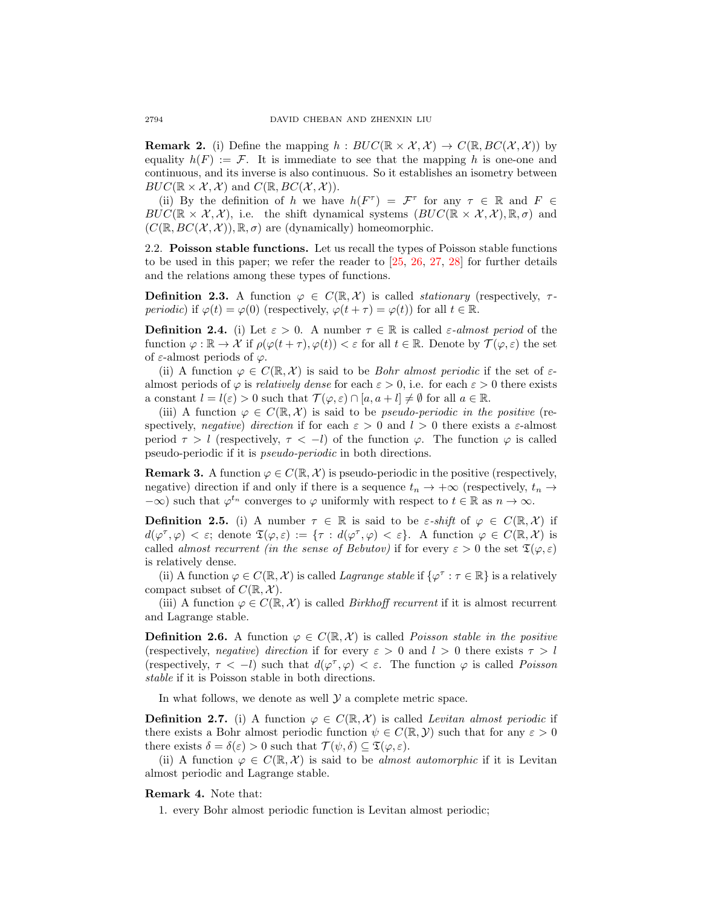**Remark 2.** (i) Define the mapping $h : BUC(\mathbb{R} \times \mathcal{X}, \mathcal{X}) \to C(\mathbb{R}, BC(\mathcal{X}, \mathcal{X}))$ by equality $h(F) := \mathcal{F}$. It is immediate to see that the mapping $h$ is one-one and continuous, and its inverse is also continuous. So it establishes an isometry between $BUC(\mathbb{R} \times \mathcal{X}, \mathcal{X})$ and $C(\mathbb{R}, BC(\mathcal{X}, \mathcal{X}))$.

(ii) By the definition of $h$ we have $h(F^\tau) = \mathcal{F}^\tau$ for any $\tau \in \mathbb{R}$ and $F \in BUC(\mathbb{R} \times \mathcal{X}, \mathcal{X})$, i.e. the shift dynamical systems $(BUC(\mathbb{R} \times \mathcal{X}, \mathcal{X}), \mathbb{R}, \sigma)$ and $(C(\mathbb{R}, BC(\mathcal{X}, \mathcal{X})), \mathbb{R}, \sigma)$ are (dynamically) homeomorphic.

2.2. **Poisson stable functions.** Let us recall the types of Poisson stable functions to be used in this paper; we refer the reader to [25, 26, 27, 28] for further details and the relations among these types of functions.

**Definition 2.3.** A function $\varphi \in C(\mathbb{R}, \mathcal{X})$ is called *stationary* (respectively, *$\tau$-periodic*) if $\varphi(t) = \varphi(0)$ (respectively, $\varphi(t + \tau) = \varphi(t)$) for all $t \in \mathbb{R}$.

**Definition 2.4.** (i) Let $\varepsilon > 0$. A number $\tau \in \mathbb{R}$ is called *$\varepsilon$-almost period* of the function $\varphi : \mathbb{R} \to \mathcal{X}$ if $\rho(\varphi(t + \tau), \varphi(t)) < \varepsilon$ for all $t \in \mathbb{R}$. Denote by $\mathcal{T}(\varphi, \varepsilon)$ the set of $\varepsilon$-almost periods of $\varphi$.

(ii) A function $\varphi \in C(\mathbb{R}, \mathcal{X})$ is said to be *Bohr almost periodic* if the set of $\varepsilon$-almost periods of $\varphi$ is *relatively dense* for each $\varepsilon > 0$, i.e. for each $\varepsilon > 0$ there exists a constant $l = l(\varepsilon) > 0$ such that $\mathcal{T}(\varphi, \varepsilon) \cap [a, a + l] \neq \emptyset$ for all $a \in \mathbb{R}$.

(iii) A function $\varphi \in C(\mathbb{R}, \mathcal{X})$ is said to be *pseudo-periodic in the positive* (respectively, *negative*) *direction* if for each $\varepsilon > 0$ and $l > 0$ there exists a $\varepsilon$-almost period $\tau > l$ (respectively, $\tau < -l$) of the function $\varphi$. The function $\varphi$ is called pseudo-periodic if it is *pseudo-periodic* in both directions.

**Remark 3.** A function $\varphi \in C(\mathbb{R}, \mathcal{X})$ is pseudo-periodic in the positive (respectively, negative) direction if and only if there is a sequence $t_n \to +\infty$ (respectively, $t_n \to -\infty$) such that $\varphi^{t_n}$ converges to $\varphi$ uniformly with respect to $t \in \mathbb{R}$ as $n \to \infty$.

**Definition 2.5.** (i) A number $\tau \in \mathbb{R}$ is said to be *$\varepsilon$-shift* of $\varphi \in C(\mathbb{R}, \mathcal{X})$ if $d(\varphi^\tau, \varphi) < \varepsilon$; denote $\mathfrak{T}(\varphi, \varepsilon) := \{\tau : d(\varphi^\tau, \varphi) < \varepsilon\}$. A function $\varphi \in C(\mathbb{R}, \mathcal{X})$ is called *almost recurrent (in the sense of Bebutov)* if for every $\varepsilon > 0$ the set $\mathfrak{T}(\varphi, \varepsilon)$ is relatively dense.

(ii) A function $\varphi \in C(\mathbb{R}, \mathcal{X})$ is called *Lagrange stable* if $\{\varphi^\tau : \tau \in \mathbb{R}\}$ is a relatively compact subset of $C(\mathbb{R}, \mathcal{X})$.

(iii) A function $\varphi \in C(\mathbb{R}, \mathcal{X})$ is called *Birkhoff recurrent* if it is almost recurrent and Lagrange stable.

**Definition 2.6.** A function $\varphi \in C(\mathbb{R}, \mathcal{X})$ is called *Poisson stable in the positive* (respectively, *negative*) *direction* if for every $\varepsilon > 0$ and $l > 0$ there exists $\tau > l$ (respectively, $\tau < -l$) such that $d(\varphi^\tau, \varphi) < \varepsilon$. The function $\varphi$ is called *Poisson stable* if it is Poisson stable in both directions.

In what follows, we denote as well $\mathcal{Y}$ a complete metric space.

**Definition 2.7.** (i) A function $\varphi \in C(\mathbb{R}, \mathcal{X})$ is called *Levitan almost periodic* if there exists a Bohr almost periodic function $\psi \in C(\mathbb{R}, \mathcal{Y})$ such that for any $\varepsilon > 0$ there exists $\delta = \delta(\varepsilon) > 0$ such that $\mathcal{T}(\psi, \delta) \subseteq \mathfrak{T}(\varphi, \varepsilon)$.

(ii) A function $\varphi \in C(\mathbb{R}, \mathcal{X})$ is said to be *almost automorphic* if it is Levitan almost periodic and Lagrange stable.

**Remark 4.** Note that:

1. every Bohr almost periodic function is Levitan almost periodic;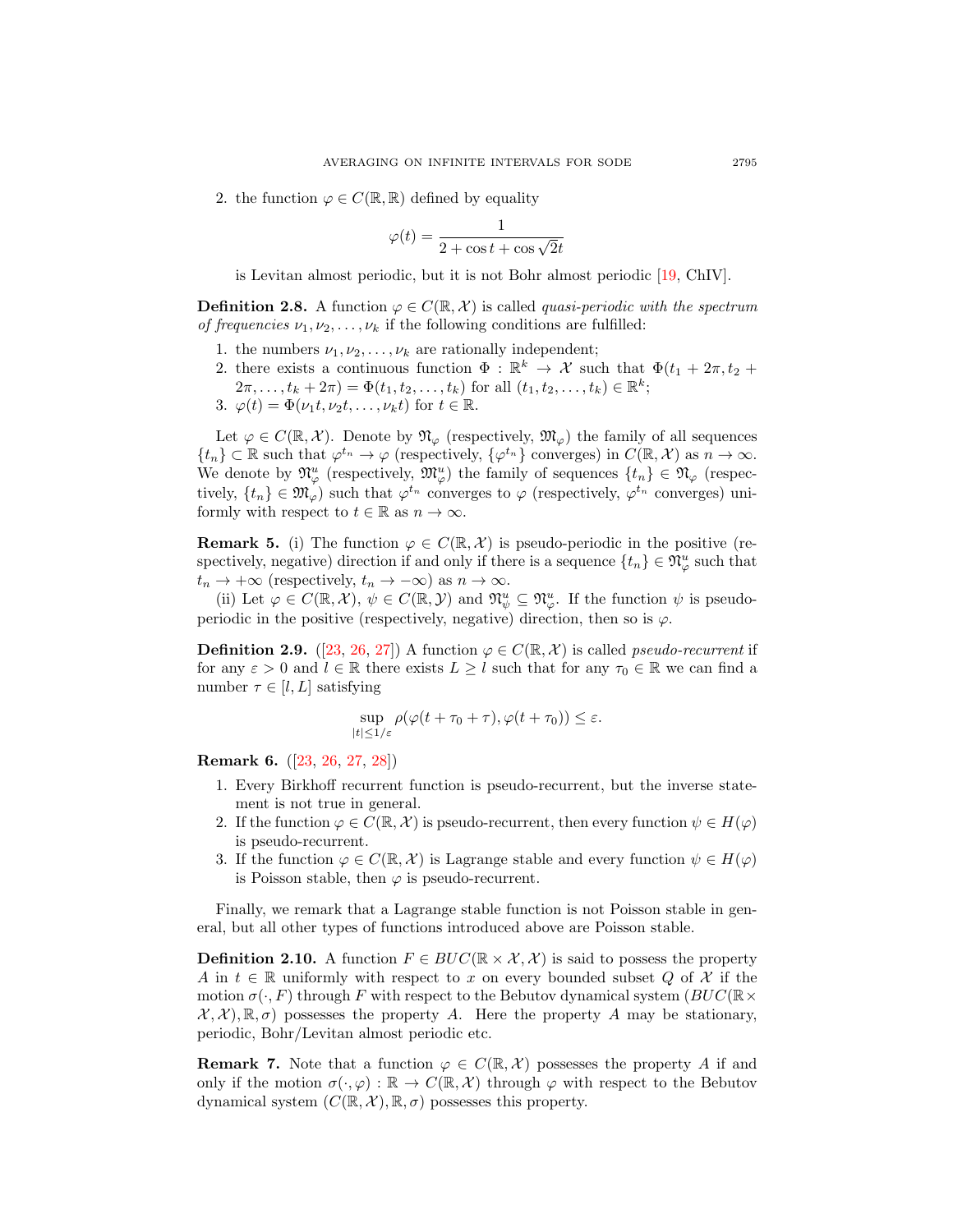2. the function $\varphi \in C(\mathbb{R}, \mathbb{R})$ defined by equality

$$\varphi(t) = \frac{1}{2 + \cos t + \cos \sqrt{2}t}$$

is Levitan almost periodic, but it is not Bohr almost periodic [19, ChIV].

**Definition 2.8.** A function $\varphi \in C(\mathbb{R}, \mathcal{X})$ is called *quasi-periodic with the spectrum of frequencies* $\nu_1, \nu_2, \ldots, \nu_k$ if the following conditions are fulfilled:

1. the numbers $\nu_1, \nu_2, \ldots, \nu_k$ are rationally independent;
2. there exists a continuous function $\Phi : \mathbb{R}^k \to \mathcal{X}$ such that $\Phi(t_1 + 2\pi, t_2 + 2\pi, \ldots, t_k + 2\pi) = \Phi(t_1, t_2, \ldots, t_k)$ for all $(t_1, t_2, \ldots, t_k) \in \mathbb{R}^k$;
3. $\varphi(t) = \Phi(\nu_1 t, \nu_2 t, \ldots, \nu_k t)$ for $t \in \mathbb{R}$.

Let $\varphi \in C(\mathbb{R}, \mathcal{X})$. Denote by $\mathfrak{N}_\varphi$ (respectively, $\mathfrak{M}_\varphi$) the family of all sequences $\{t_n\} \subset \mathbb{R}$ such that $\varphi^{t_n} \to \varphi$ (respectively, $\{\varphi^{t_n}\}$ converges) in $C(\mathbb{R}, \mathcal{X})$ as $n \to \infty$. We denote by $\mathfrak{N}_\varphi^u$ (respectively, $\mathfrak{M}_\varphi^u$) the family of sequences $\{t_n\} \in \mathfrak{N}_\varphi$ (respectively, $\{t_n\} \in \mathfrak{M}_\varphi$) such that $\varphi^{t_n}$ converges to $\varphi$ (respectively, $\varphi^{t_n}$ converges) uniformly with respect to $t \in \mathbb{R}$ as $n \to \infty$.

**Remark 5.** (i) The function $\varphi \in C(\mathbb{R}, \mathcal{X})$ is pseudo-periodic in the positive (respectively, negative) direction if and only if there is a sequence $\{t_n\} \in \mathfrak{N}_\varphi^u$ such that $t_n \to +\infty$ (respectively, $t_n \to -\infty$) as $n \to \infty$.

(ii) Let $\varphi \in C(\mathbb{R}, \mathcal{X})$, $\psi \in C(\mathbb{R}, \mathcal{Y})$ and $\mathfrak{N}_\psi^u \subseteq \mathfrak{N}_\varphi^u$. If the function $\psi$ is pseudo-periodic in the positive (respectively, negative) direction, then so is $\varphi$.

**Definition 2.9.** ([23, 26, 27]) A function $\varphi \in C(\mathbb{R}, \mathcal{X})$ is called *pseudo-recurrent* if for any $\varepsilon > 0$ and $l \in \mathbb{R}$ there exists $L \geq l$ such that for any $\tau_0 \in \mathbb{R}$ we can find a number $\tau \in [l, L]$ satisfying

$$\sup_{|t| \leq 1/\varepsilon} \rho(\varphi(t + \tau_0 + \tau), \varphi(t + \tau_0)) \leq \varepsilon.$$

**Remark 6.** ([23, 26, 27, 28])

1. Every Birkhoff recurrent function is pseudo-recurrent, but the inverse statement is not true in general.
2. If the function $\varphi \in C(\mathbb{R}, \mathcal{X})$ is pseudo-recurrent, then every function $\psi \in H(\varphi)$ is pseudo-recurrent.
3. If the function $\varphi \in C(\mathbb{R}, \mathcal{X})$ is Lagrange stable and every function $\psi \in H(\varphi)$ is Poisson stable, then $\varphi$ is pseudo-recurrent.

Finally, we remark that a Lagrange stable function is not Poisson stable in general, but all other types of functions introduced above are Poisson stable.

**Definition 2.10.** A function $F \in BUC(\mathbb{R} \times \mathcal{X}, \mathcal{X})$ is said to possess the property $A$ in $t \in \mathbb{R}$ uniformly with respect to $x$ on every bounded subset $Q$ of $\mathcal{X}$ if the motion $\sigma(\cdot, F)$ through $F$ with respect to the Bebutov dynamical system $(BUC(\mathbb{R} \times \mathcal{X}, \mathcal{X}), \mathbb{R}, \sigma)$ possesses the property $A$. Here the property $A$ may be stationary, periodic, Bohr/Levitan almost periodic etc.

**Remark 7.** Note that a function $\varphi \in C(\mathbb{R}, \mathcal{X})$ possesses the property $A$ if and only if the motion $\sigma(\cdot, \varphi) : \mathbb{R} \to C(\mathbb{R}, \mathcal{X})$ through $\varphi$ with respect to the Bebutov dynamical system $(C(\mathbb{R}, \mathcal{X}), \mathbb{R}, \sigma)$ possesses this property.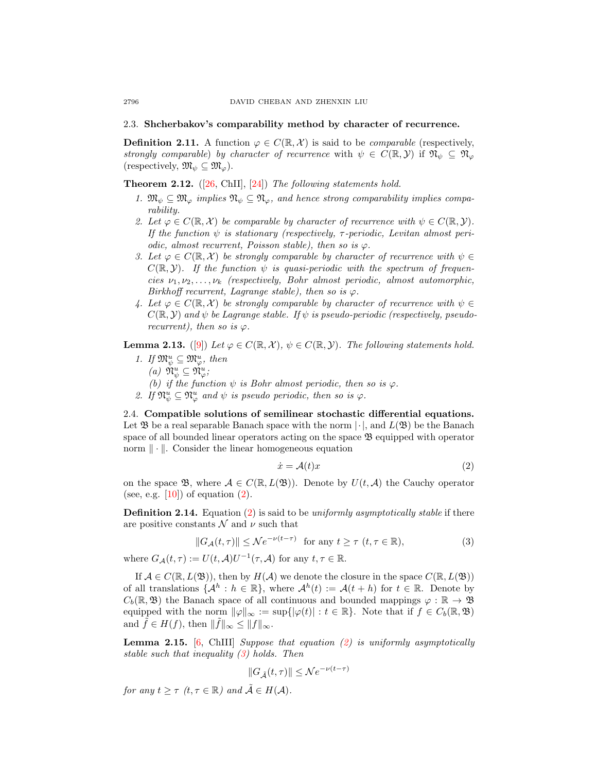### 2.3. Shcherbakov's comparability method by character of recurrence.

**Definition 2.11.** A function $\varphi \in C(\mathbb{R}, \mathcal{X})$ is said to be *comparable* (respectively, *strongly comparable*) *by character of recurrence* with $\psi \in C(\mathbb{R}, \mathcal{Y})$ if $\mathfrak{N}_\psi \subseteq \mathfrak{N}_\varphi$ (respectively, $\mathfrak{M}_\psi \subseteq \mathfrak{M}_\varphi$).

**Theorem 2.12.** ([26, ChII], [24]) *The following statements hold.*

1. *$\mathfrak{M}_\psi \subseteq \mathfrak{M}_\varphi$ implies $\mathfrak{N}_\psi \subseteq \mathfrak{N}_\varphi$, and hence strong comparability implies comparability.*
2. *Let $\varphi \in C(\mathbb{R}, \mathcal{X})$ be comparable by character of recurrence with $\psi \in C(\mathbb{R}, \mathcal{Y})$. If the function $\psi$ is stationary (respectively, $\tau$-periodic, Levitan almost periodic, almost recurrent, Poisson stable), then so is $\varphi$.*
3. *Let $\varphi \in C(\mathbb{R}, \mathcal{X})$ be strongly comparable by character of recurrence with $\psi \in C(\mathbb{R}, \mathcal{Y})$. If the function $\psi$ is quasi-periodic with the spectrum of frequencies $\nu_1, \nu_2, \ldots, \nu_k$ (respectively, Bohr almost periodic, almost automorphic, Birkhoff recurrent, Lagrange stable), then so is $\varphi$.*
4. *Let $\varphi \in C(\mathbb{R}, \mathcal{X})$ be strongly comparable by character of recurrence with $\psi \in C(\mathbb{R}, \mathcal{Y})$ and $\psi$ be Lagrange stable. If $\psi$ is pseudo-periodic (respectively, pseudo-recurrent), then so is $\varphi$.*

**Lemma 2.13.** ([9]) *Let $\varphi \in C(\mathbb{R}, \mathcal{X})$, $\psi \in C(\mathbb{R}, \mathcal{Y})$. The following statements hold.*

1. *If $\mathfrak{M}^u_\psi \subseteq \mathfrak{M}^u_\varphi$, then*
   (a) *$\mathfrak{N}^u_\psi \subseteq \mathfrak{N}^u_\varphi$;*
   (b) *if the function $\psi$ is Bohr almost periodic, then so is $\varphi$.*
2. *If $\mathfrak{N}^u_\psi \subseteq \mathfrak{N}^u_\varphi$ and $\psi$ is pseudo periodic, then so is $\varphi$.*

### 2.4. Compatible solutions of semilinear stochastic differential equations.

Let $\mathfrak{B}$ be a real separable Banach space with the norm $|\cdot|$, and $L(\mathfrak{B})$ be the Banach space of all bounded linear operators acting on the space $\mathfrak{B}$ equipped with operator norm $\|\cdot\|$. Consider the linear homogeneous equation

$$\dot{x} = \mathcal{A}(t)x \tag{2}$$

on the space $\mathfrak{B}$, where $\mathcal{A} \in C(\mathbb{R}, L(\mathfrak{B}))$. Denote by $U(t, \mathcal{A})$ the Cauchy operator (see, e.g. [10]) of equation (2).

**Definition 2.14.** Equation (2) is said to be *uniformly asymptotically stable* if there are positive constants $\mathcal{N}$ and $\nu$ such that

$$\|G_{\mathcal{A}}(t,\tau)\| \le \mathcal{N} e^{-\nu(t-\tau)} \ \text{ for any } t \ge \tau \ (t, \tau \in \mathbb{R}), \tag{3}$$

where $G_{\mathcal{A}}(t,\tau) := U(t,\mathcal{A})U^{-1}(\tau,\mathcal{A})$ for any $t, \tau \in \mathbb{R}$.

If $\mathcal{A} \in C(\mathbb{R}, L(\mathfrak{B}))$, then by $H(\mathcal{A})$ we denote the closure in the space $C(\mathbb{R}, L(\mathfrak{B}))$ of all translations $\{\mathcal{A}^h : h \in \mathbb{R}\}$, where $\mathcal{A}^h(t) := \mathcal{A}(t+h)$ for $t \in \mathbb{R}$. Denote by $C_b(\mathbb{R}, \mathfrak{B})$ the Banach space of all continuous and bounded mappings $\varphi : \mathbb{R} \to \mathfrak{B}$ equipped with the norm $\|\varphi\|_\infty := \sup\{|\varphi(t)| : t \in \mathbb{R}\}$. Note that if $f \in C_b(\mathbb{R}, \mathfrak{B})$ and $\tilde{f} \in H(f)$, then $\|\tilde{f}\|_\infty \le \|f\|_\infty$.

**Lemma 2.15.** [6, ChIII] *Suppose that equation (2) is uniformly asymptotically stable such that inequality (3) holds. Then*

$$\|G_{\tilde{\mathcal{A}}}(t,\tau)\| \le \mathcal{N} e^{-\nu(t-\tau)}$$

*for any $t \ge \tau$ ($t, \tau \in \mathbb{R}$) and $\tilde{\mathcal{A}} \in H(\mathcal{A})$.*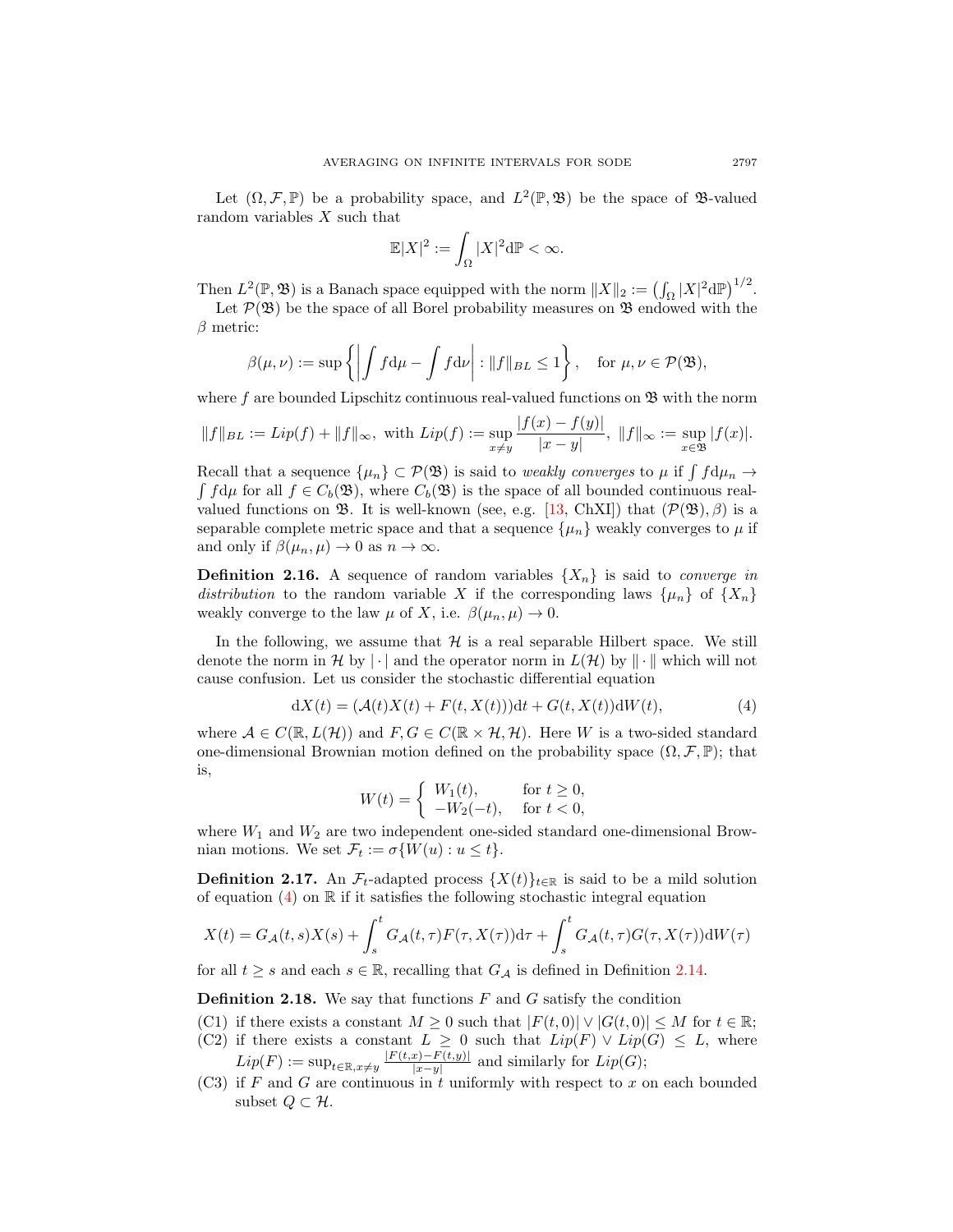Let $(\Omega, \mathcal{F}, \mathbb{P})$ be a probability space, and $L^2(\mathbb{P}, \mathfrak{B})$ be the space of $\mathfrak{B}$-valued random variables $X$ such that

$$\mathbb{E}|X|^2 := \int_\Omega |X|^2 \mathrm{d}\mathbb{P} < \infty.$$

Then $L^2(\mathbb{P}, \mathfrak{B})$ is a Banach space equipped with the norm $\|X\|_2 := \left(\int_\Omega |X|^2 \mathrm{d}\mathbb{P}\right)^{1/2}$.

Let $\mathcal{P}(\mathfrak{B})$ be the space of all Borel probability measures on $\mathfrak{B}$ endowed with the $\beta$ metric:

$$\beta(\mu, \nu) := \sup\left\{ \left| \int f \mathrm{d}\mu - \int f \mathrm{d}\nu \right| : \|f\|_{BL} \le 1 \right\}, \quad \text{for } \mu, \nu \in \mathcal{P}(\mathfrak{B}),$$

where $f$ are bounded Lipschitz continuous real-valued functions on $\mathfrak{B}$ with the norm

$$\|f\|_{BL} := Lip(f) + \|f\|_\infty, \text{ with } Lip(f) := \sup_{x \ne y} \frac{|f(x) - f(y)|}{|x - y|}, \ \|f\|_\infty := \sup_{x \in \mathfrak{B}} |f(x)|.$$

Recall that a sequence $\{\mu_n\} \subset \mathcal{P}(\mathfrak{B})$ is said to *weakly converges* to $\mu$ if $\int f \mathrm{d}\mu_n \to \int f \mathrm{d}\mu$ for all $f \in C_b(\mathfrak{B})$, where $C_b(\mathfrak{B})$ is the space of all bounded continuous real-valued functions on $\mathfrak{B}$. It is well-known (see, e.g. [13, ChXI]) that $(\mathcal{P}(\mathfrak{B}), \beta)$ is a separable complete metric space and that a sequence $\{\mu_n\}$ weakly converges to $\mu$ if and only if $\beta(\mu_n, \mu) \to 0$ as $n \to \infty$.

**Definition 2.16.** A sequence of random variables $\{X_n\}$ is said to *converge in distribution* to the random variable $X$ if the corresponding laws $\{\mu_n\}$ of $\{X_n\}$ weakly converge to the law $\mu$ of $X$, i.e. $\beta(\mu_n, \mu) \to 0$.

In the following, we assume that $\mathcal{H}$ is a real separable Hilbert space. We still denote the norm in $\mathcal{H}$ by $|\cdot|$ and the operator norm in $L(\mathcal{H})$ by $\|\cdot\|$ which will not cause confusion. Let us consider the stochastic differential equation

$$\mathrm{d}X(t) = (\mathcal{A}(t)X(t) + F(t, X(t)))\mathrm{d}t + G(t, X(t))\mathrm{d}W(t), \tag{4}$$

where $\mathcal{A} \in C(\mathbb{R}, L(\mathcal{H}))$ and $F, G \in C(\mathbb{R} \times \mathcal{H}, \mathcal{H})$. Here $W$ is a two-sided standard one-dimensional Brownian motion defined on the probability space $(\Omega, \mathcal{F}, \mathbb{P})$; that is,

$$W(t) = \begin{cases} W_1(t), & \text{for } t \ge 0, \\ -W_2(-t), & \text{for } t < 0, \end{cases}$$

where $W_1$ and $W_2$ are two independent one-sided standard one-dimensional Brownian motions. We set $\mathcal{F}_t := \sigma\{W(u) : u \le t\}$.

**Definition 2.17.** An $\mathcal{F}_t$-adapted process $\{X(t)\}_{t \in \mathbb{R}}$ is said to be a mild solution of equation (4) on $\mathbb{R}$ if it satisfies the following stochastic integral equation

$$X(t) = G_{\mathcal{A}}(t, s)X(s) + \int_s^t G_{\mathcal{A}}(t, \tau)F(\tau, X(\tau))\mathrm{d}\tau + \int_s^t G_{\mathcal{A}}(t, \tau)G(\tau, X(\tau))\mathrm{d}W(\tau)$$

for all $t \ge s$ and each $s \in \mathbb{R}$, recalling that $G_{\mathcal{A}}$ is defined in Definition 2.14.

**Definition 2.18.** We say that functions $F$ and $G$ satisfy the condition

- (C1) if there exists a constant $M \ge 0$ such that $|F(t, 0)| \vee |G(t, 0)| \le M$ for $t \in \mathbb{R}$;
- (C2) if there exists a constant $L \ge 0$ such that $Lip(F) \vee Lip(G) \le L$, where $Lip(F) := \sup_{t \in \mathbb{R}, x \ne y} \frac{|F(t,x) - F(t,y)|}{|x - y|}$ and similarly for $Lip(G)$;
- (C3) if $F$ and $G$ are continuous in $t$ uniformly with respect to $x$ on each bounded subset $Q \subset \mathcal{H}$.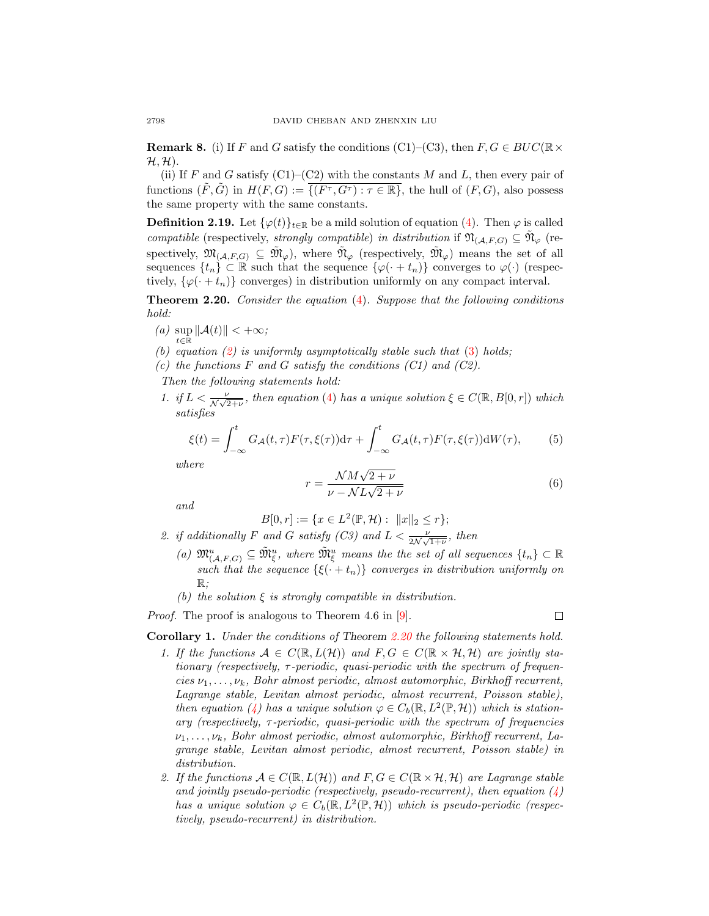**Remark 8.** (i) If $F$ and $G$ satisfy the conditions (C1)–(C3), then $F, G \in BUC(\mathbb{R} \times \mathcal{H}, \mathcal{H})$.

(ii) If $F$ and $G$ satisfy (C1)–(C2) with the constants $M$ and $L$, then every pair of functions $(\tilde{F}, \tilde{G})$ in $H(F,G) := \overline{\{(F^\tau, G^\tau) : \tau \in \mathbb{R}\}}$, the hull of $(F,G)$, also possess the same property with the same constants.

**Definition 2.19.** Let $\{\varphi(t)\}_{t\in\mathbb{R}}$ be a mild solution of equation (4). Then $\varphi$ is called *compatible* (respectively, *strongly compatible*) *in distribution* if $\mathfrak{N}_{(\mathcal{A},F,G)} \subseteq \tilde{\mathfrak{N}}_\varphi$ (respectively, $\mathfrak{M}_{(\mathcal{A},F,G)} \subseteq \tilde{\mathfrak{M}}_\varphi$), where $\tilde{\mathfrak{N}}_\varphi$ (respectively, $\tilde{\mathfrak{M}}_\varphi$) means the set of all sequences $\{t_n\} \subset \mathbb{R}$ such that the sequence $\{\varphi(\cdot + t_n)\}$ converges to $\varphi(\cdot)$ (respectively, $\{\varphi(\cdot + t_n)\}$ converges) in distribution uniformly on any compact interval.

**Theorem 2.20.** *Consider the equation* (4)*. Suppose that the following conditions hold:*

*(a)* $\sup_{t\in\mathbb{R}} \|\mathcal{A}(t)\| < +\infty$;

*(b) equation (2) is uniformly asymptotically stable such that (3) holds;*

*(c) the functions $F$ and $G$ satisfy the conditions (C1) and (C2).*

*Then the following statements hold:*

1. *if $L < \frac{\nu}{\mathcal{N}\sqrt{2+\nu}}$, then equation (4) has a unique solution $\xi \in C(\mathbb{R}, B[0,r])$ which satisfies*

$$\xi(t) = \int_{-\infty}^{t} G_{\mathcal{A}}(t,\tau)F(\tau,\xi(\tau))\mathrm{d}\tau + \int_{-\infty}^{t} G_{\mathcal{A}}(t,\tau)F(\tau,\xi(\tau))\mathrm{d}W(\tau), \tag{5}$$

*where*

$$r = \frac{\mathcal{N}M\sqrt{2+\nu}}{\nu - \mathcal{N}L\sqrt{2+\nu}} \tag{6}$$

*and*

$$B[0,r] := \{x \in L^2(\mathbb{P},\mathcal{H}) : \|x\|_2 \le r\};$$

2. *if additionally $F$ and $G$ satisfy (C3) and $L < \frac{\nu}{2\mathcal{N}\sqrt{1+\nu}}$, then*
   *(a) $\mathfrak{M}^u_{(\mathcal{A},F,G)} \subseteq \tilde{\mathfrak{M}}^u_\xi$, where $\tilde{\mathfrak{M}}^u_\xi$ means the the set of all sequences $\{t_n\} \subset \mathbb{R}$ such that the sequence $\{\xi(\cdot + t_n)\}$ converges in distribution uniformly on $\mathbb{R}$;*
   *(b) the solution $\xi$ is strongly compatible in distribution.*

*Proof.* The proof is analogous to Theorem 4.6 in [9]. $\square$

**Corollary 1.** *Under the conditions of* Theorem 2.20 *the following statements hold.*

1. *If the functions $\mathcal{A} \in C(\mathbb{R}, L(\mathcal{H}))$ and $F, G \in C(\mathbb{R} \times \mathcal{H}, \mathcal{H})$ are jointly stationary (respectively, $\tau$-periodic, quasi-periodic with the spectrum of frequencies $\nu_1, \ldots, \nu_k$, Bohr almost periodic, almost automorphic, Birkhoff recurrent, Lagrange stable, Levitan almost periodic, almost recurrent, Poisson stable), then equation (4) has a unique solution $\varphi \in C_b(\mathbb{R}, L^2(\mathbb{P},\mathcal{H}))$ which is stationary (respectively, $\tau$-periodic, quasi-periodic with the spectrum of frequencies $\nu_1, \ldots, \nu_k$, Bohr almost periodic, almost automorphic, Birkhoff recurrent, Lagrange stable, Levitan almost periodic, almost recurrent, Poisson stable) in distribution.*
2. *If the functions $\mathcal{A} \in C(\mathbb{R}, L(\mathcal{H}))$ and $F, G \in C(\mathbb{R} \times \mathcal{H}, \mathcal{H})$ are Lagrange stable and jointly pseudo-periodic (respectively, pseudo-recurrent), then equation (4) has a unique solution $\varphi \in C_b(\mathbb{R}, L^2(\mathbb{P},\mathcal{H}))$ which is pseudo-periodic (respectively, pseudo-recurrent) in distribution.*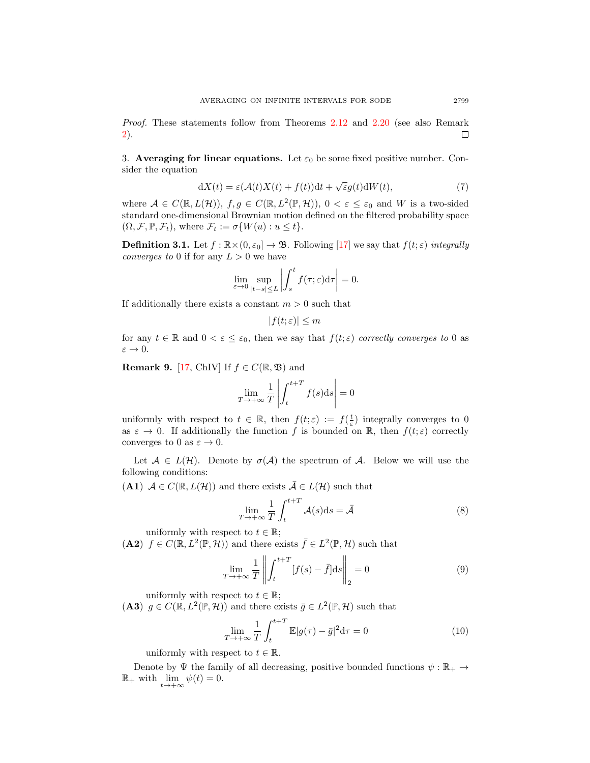*Proof.* These statements follow from Theorems 2.12 and 2.20 (see also Remark 2). ☐

## 3. Averaging for linear equations.

Let $\varepsilon_0$ be some fixed positive number. Consider the equation

$$\mathrm{d}X(t) = \varepsilon(\mathcal{A}(t)X(t) + f(t))\mathrm{d}t + \sqrt{\varepsilon}g(t)\mathrm{d}W(t), \tag{7}$$

where $\mathcal{A} \in C(\mathbb{R}, L(\mathcal{H}))$, $f, g \in C(\mathbb{R}, L^2(\mathbb{P}, \mathcal{H}))$, $0 < \varepsilon \le \varepsilon_0$ and $W$ is a two-sided standard one-dimensional Brownian motion defined on the filtered probability space $(\Omega, \mathcal{F}, \mathbb{P}, \mathcal{F}_t)$, where $\mathcal{F}_t := \sigma\{W(u) : u \le t\}$.

**Definition 3.1.** Let $f : \mathbb{R} \times (0, \varepsilon_0] \to \mathfrak{B}$. Following [17] we say that $f(t;\varepsilon)$ *integrally converges to* 0 if for any $L > 0$ we have

$$\lim_{\varepsilon \to 0} \sup_{|t-s| \le L} \left| \int_s^t f(\tau;\varepsilon)\mathrm{d}\tau \right| = 0.$$

If additionally there exists a constant $m > 0$ such that

$$|f(t;\varepsilon)| \le m$$

for any $t \in \mathbb{R}$ and $0 < \varepsilon \le \varepsilon_0$, then we say that $f(t;\varepsilon)$ *correctly converges to* 0 as $\varepsilon \to 0$.

**Remark 9.** [17, ChIV] If $f \in C(\mathbb{R}, \mathfrak{B})$ and

$$\lim_{T \to +\infty} \frac{1}{T} \left| \int_t^{t+T} f(s)\mathrm{d}s \right| = 0$$

uniformly with respect to $t \in \mathbb{R}$, then $f(t;\varepsilon) := f(\frac{t}{\varepsilon})$ integrally converges to 0 as $\varepsilon \to 0$. If additionally the function $f$ is bounded on $\mathbb{R}$, then $f(t;\varepsilon)$ correctly converges to 0 as $\varepsilon \to 0$.

Let $\mathcal{A} \in L(\mathcal{H})$. Denote by $\sigma(\mathcal{A})$ the spectrum of $\mathcal{A}$. Below we will use the following conditions:

**(A1)** $\mathcal{A} \in C(\mathbb{R}, L(\mathcal{H}))$ and there exists $\bar{\mathcal{A}} \in L(\mathcal{H})$ such that

$$\lim_{T \to +\infty} \frac{1}{T} \int_t^{t+T} \mathcal{A}(s)\mathrm{d}s = \bar{\mathcal{A}} \tag{8}$$

uniformly with respect to $t \in \mathbb{R}$;

**(A2)** $f \in C(\mathbb{R}, L^2(\mathbb{P}, \mathcal{H}))$ and there exists $\bar{f} \in L^2(\mathbb{P}, \mathcal{H})$ such that

$$\lim_{T \to +\infty} \frac{1}{T} \left\| \int_t^{t+T} [f(s) - \bar{f}]\mathrm{d}s \right\|_2 = 0 \tag{9}$$

uniformly with respect to $t \in \mathbb{R}$;

**(A3)** $g \in C(\mathbb{R}, L^2(\mathbb{P}, \mathcal{H}))$ and there exists $\bar{g} \in L^2(\mathbb{P}, \mathcal{H})$ such that

$$\lim_{T \to +\infty} \frac{1}{T} \int_t^{t+T} \mathbb{E}|g(\tau) - \bar{g}|^2\mathrm{d}\tau = 0 \tag{10}$$

uniformly with respect to $t \in \mathbb{R}$.

Denote by $\Psi$ the family of all decreasing, positive bounded functions $\psi : \mathbb{R}_+ \to \mathbb{R}_+$ with $\lim\limits_{t \to +\infty} \psi(t) = 0$.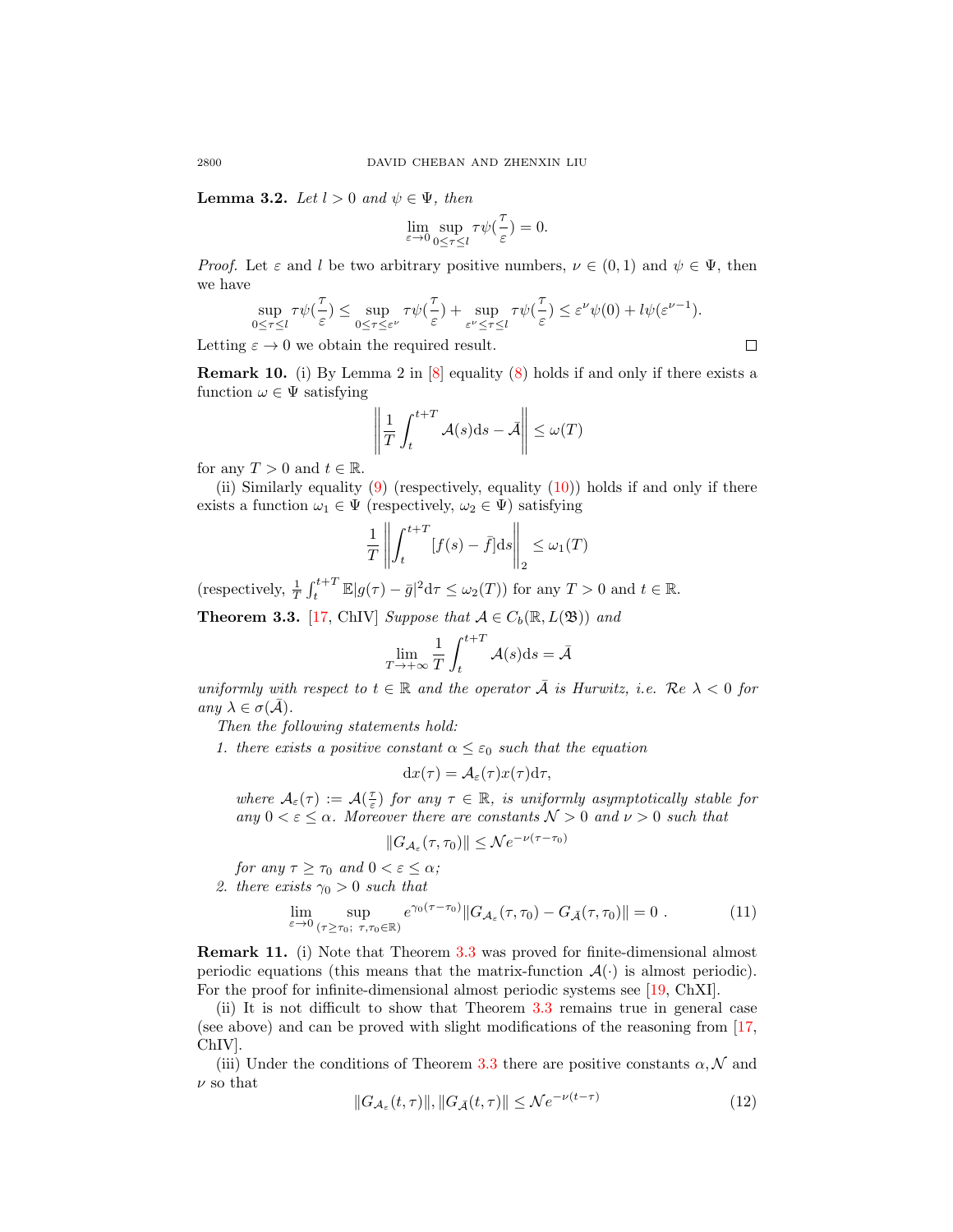**Lemma 3.2.** *Let $l > 0$ and $\psi \in \Psi$, then*

$$\lim_{\varepsilon \to 0} \sup_{0 \le \tau \le l} \tau \psi(\frac{\tau}{\varepsilon}) = 0.$$

*Proof.* Let $\varepsilon$ and $l$ be two arbitrary positive numbers, $\nu \in (0,1)$ and $\psi \in \Psi$, then we have

$$\sup_{0 \le \tau \le l} \tau \psi(\frac{\tau}{\varepsilon}) \le \sup_{0 \le \tau \le \varepsilon^\nu} \tau \psi(\frac{\tau}{\varepsilon}) + \sup_{\varepsilon^\nu \le \tau \le l} \tau \psi(\frac{\tau}{\varepsilon}) \le \varepsilon^\nu \psi(0) + l \psi(\varepsilon^{\nu - 1}).$$

Letting $\varepsilon \to 0$ we obtain the required result. $\square$

**Remark 10.** (i) By Lemma 2 in [8] equality (8) holds if and only if there exists a function $\omega \in \Psi$ satisfying

$$\left\| \frac{1}{T} \int_t^{t+T} \mathcal{A}(s) \mathrm{d}s - \bar{\mathcal{A}} \right\| \le \omega(T)$$

for any $T > 0$ and $t \in \mathbb{R}$.

(ii) Similarly equality (9) (respectively, equality (10)) holds if and only if there exists a function $\omega_1 \in \Psi$ (respectively, $\omega_2 \in \Psi$) satisfying

$$\frac{1}{T} \left\| \int_t^{t+T} [f(s) - \bar{f}] \mathrm{d}s \right\|_2 \le \omega_1(T)$$

(respectively, $\frac{1}{T} \int_t^{t+T} \mathbb{E}|g(\tau) - \bar{g}|^2 \mathrm{d}\tau \le \omega_2(T)$) for any $T > 0$ and $t \in \mathbb{R}$.

**Theorem 3.3.** [17, ChIV] *Suppose that $\mathcal{A} \in C_b(\mathbb{R}, L(\mathfrak{B}))$ and*

$$\lim_{T \to +\infty} \frac{1}{T} \int_t^{t+T} \mathcal{A}(s) \mathrm{d}s = \bar{\mathcal{A}}$$

*uniformly with respect to $t \in \mathbb{R}$ and the operator $\bar{\mathcal{A}}$ is Hurwitz, i.e. $\mathcal{R}e\ \lambda < 0$ for any $\lambda \in \sigma(\bar{\mathcal{A}})$.*

*Then the following statements hold:*

1. *there exists a positive constant $\alpha \le \varepsilon_0$ such that the equation*

$$\mathrm{d}x(\tau) = \mathcal{A}_\varepsilon(\tau) x(\tau) \mathrm{d}\tau,$$

*where $\mathcal{A}_\varepsilon(\tau) := \mathcal{A}(\frac{\tau}{\varepsilon})$ for any $\tau \in \mathbb{R}$, is uniformly asymptotically stable for any $0 < \varepsilon \le \alpha$. Moreover there are constants $\mathcal{N} > 0$ and $\nu > 0$ such that*

$$\|G_{\mathcal{A}_\varepsilon}(\tau, \tau_0)\| \le \mathcal{N} e^{-\nu(\tau - \tau_0)}$$

*for any $\tau \ge \tau_0$ and $0 < \varepsilon \le \alpha$;*

2. *there exists $\gamma_0 > 0$ such that*

$$\lim_{\varepsilon \to 0} \sup_{(\tau \ge \tau_0;\ \tau, \tau_0 \in \mathbb{R})} e^{\gamma_0(\tau - \tau_0)} \|G_{\mathcal{A}_\varepsilon}(\tau, \tau_0) - G_{\bar{\mathcal{A}}}(\tau, \tau_0)\| = 0\ . \qquad (11)$$

**Remark 11.** (i) Note that Theorem 3.3 was proved for finite-dimensional almost periodic equations (this means that the matrix-function $\mathcal{A}(\cdot)$ is almost periodic). For the proof for infinite-dimensional almost periodic systems see [19, ChXI].

(ii) It is not difficult to show that Theorem 3.3 remains true in general case (see above) and can be proved with slight modifications of the reasoning from [17, ChIV].

(iii) Under the conditions of Theorem 3.3 there are positive constants $\alpha, \mathcal{N}$ and $\nu$ so that

$$\|G_{\mathcal{A}_\varepsilon}(t, \tau)\|, \|G_{\bar{\mathcal{A}}}(t, \tau)\| \le \mathcal{N} e^{-\nu(t - \tau)} \qquad (12)$$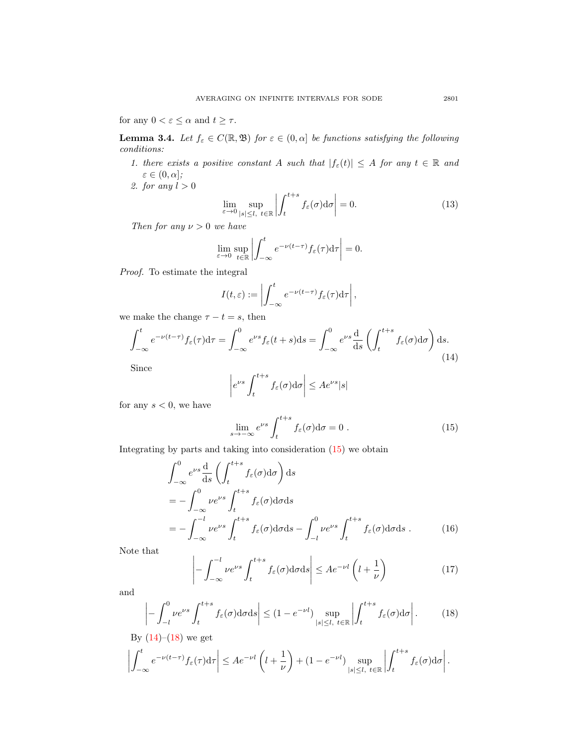for any $0 < \varepsilon \le \alpha$ and $t \ge \tau$.

**Lemma 3.4.** *Let $f_\varepsilon \in C(\mathbb{R}, \mathfrak{B})$ for $\varepsilon \in (0, \alpha]$ be functions satisfying the following conditions:*

1. *there exists a positive constant $A$ such that $|f_\varepsilon(t)| \le A$ for any $t \in \mathbb{R}$ and $\varepsilon \in (0, \alpha]$;*
2. *for any $l > 0$*
$$\lim_{\varepsilon \to 0} \sup_{|s| \le l,\ t \in \mathbb{R}} \left| \int_t^{t+s} f_\varepsilon(\sigma) \mathrm{d}\sigma \right| = 0. \tag{13}$$

*Then for any $\nu > 0$ we have*

$$\lim_{\varepsilon \to 0} \sup_{t \in \mathbb{R}} \left| \int_{-\infty}^{t} e^{-\nu(t-\tau)} f_\varepsilon(\tau) \mathrm{d}\tau \right| = 0.$$

*Proof.* To estimate the integral

$$I(t, \varepsilon) := \left| \int_{-\infty}^{t} e^{-\nu(t-\tau)} f_\varepsilon(\tau) \mathrm{d}\tau \right|,$$

we make the change $\tau - t = s$, then

$$\int_{-\infty}^{t} e^{-\nu(t-\tau)} f_\varepsilon(\tau) \mathrm{d}\tau = \int_{-\infty}^{0} e^{\nu s} f_\varepsilon(t+s) \mathrm{d}s = \int_{-\infty}^{0} e^{\nu s} \frac{\mathrm{d}}{\mathrm{d}s} \left( \int_t^{t+s} f_\varepsilon(\sigma) \mathrm{d}\sigma \right) \mathrm{d}s. \tag{14}$$

Since

$$\left| e^{\nu s} \int_t^{t+s} f_\varepsilon(\sigma) \mathrm{d}\sigma \right| \le A e^{\nu s} |s|$$

for any $s < 0$, we have

$$\lim_{s \to -\infty} e^{\nu s} \int_t^{t+s} f_\varepsilon(\sigma) \mathrm{d}\sigma = 0\ . \tag{15}$$

Integrating by parts and taking into consideration (15) we obtain

$$\begin{aligned}
&\int_{-\infty}^{0} e^{\nu s} \frac{\mathrm{d}}{\mathrm{d}s} \left( \int_t^{t+s} f_\varepsilon(\sigma) \mathrm{d}\sigma \right) \mathrm{d}s \\
&= -\int_{-\infty}^{0} \nu e^{\nu s} \int_t^{t+s} f_\varepsilon(\sigma) \mathrm{d}\sigma \mathrm{d}s \\
&= -\int_{-\infty}^{-l} \nu e^{\nu s} \int_t^{t+s} f_\varepsilon(\sigma) \mathrm{d}\sigma \mathrm{d}s - \int_{-l}^{0} \nu e^{\nu s} \int_t^{t+s} f_\varepsilon(\sigma) \mathrm{d}\sigma \mathrm{d}s\ .
\end{aligned} \tag{16}$$

Note that

$$\left| -\int_{-\infty}^{-l} \nu e^{\nu s} \int_t^{t+s} f_\varepsilon(\sigma) \mathrm{d}\sigma \mathrm{d}s \right| \le A e^{-\nu l} \left( l + \frac{1}{\nu} \right) \tag{17}$$

and

$$\left| -\int_{-l}^{0} \nu e^{\nu s} \int_t^{t+s} f_\varepsilon(\sigma) \mathrm{d}\sigma \mathrm{d}s \right| \le (1 - e^{-\nu l}) \sup_{|s| \le l,\ t \in \mathbb{R}} \left| \int_t^{t+s} f_\varepsilon(\sigma) \mathrm{d}\sigma \right|. \tag{18}$$

By (14)–(18) we get

$$\left| \int_{-\infty}^{t} e^{-\nu(t-\tau)} f_\varepsilon(\tau) \mathrm{d}\tau \right| \le A e^{-\nu l} \left( l + \frac{1}{\nu} \right) + (1 - e^{-\nu l}) \sup_{|s| \le l,\ t \in \mathbb{R}} \left| \int_t^{t+s} f_\varepsilon(\sigma) \mathrm{d}\sigma \right|.$$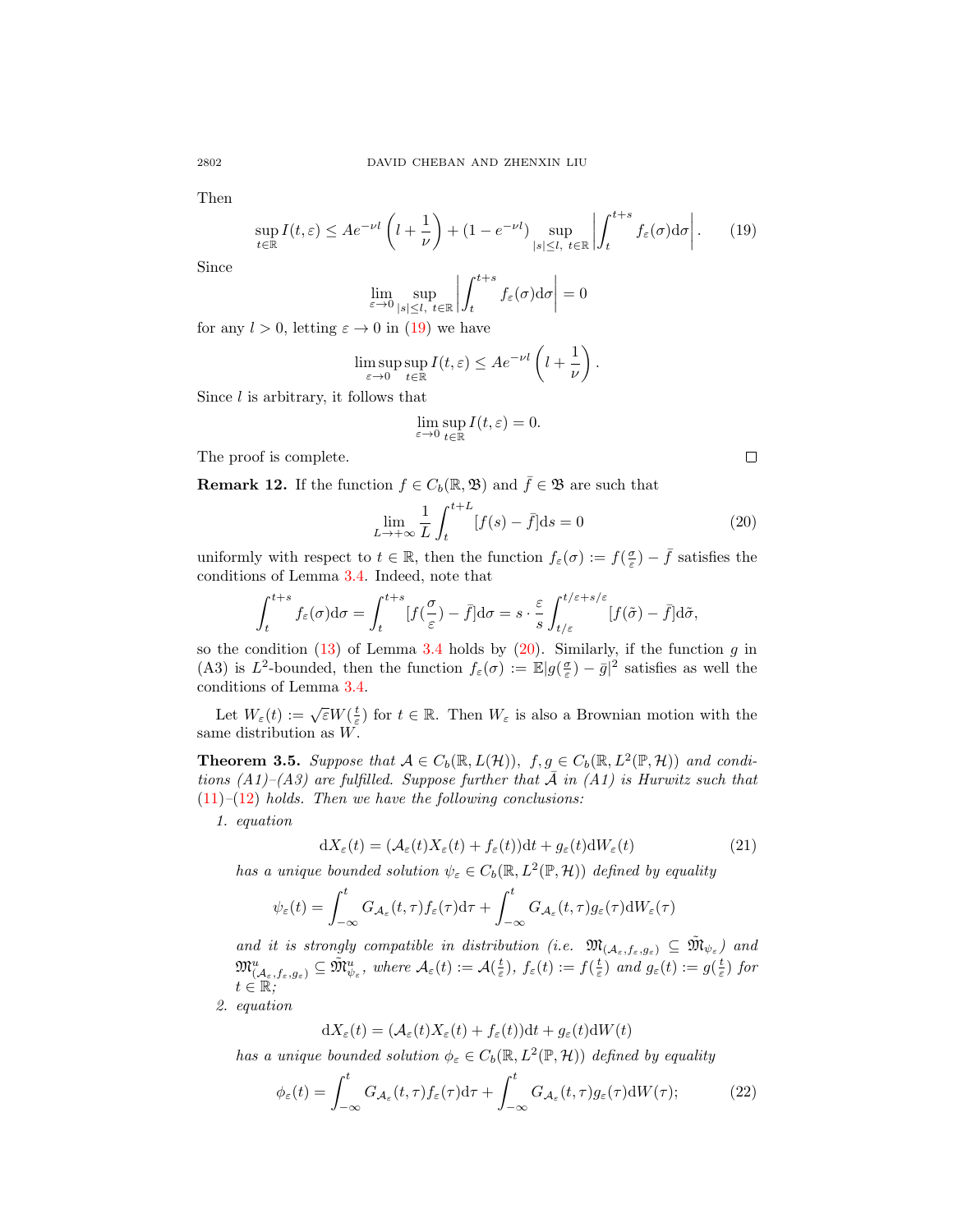Then

$$\sup_{t\in\mathbb{R}} I(t,\varepsilon) \le Ae^{-\nu l}\left(l+\frac{1}{\nu}\right) + (1-e^{-\nu l})\sup_{|s|\le l,\ t\in\mathbb{R}}\left|\int_t^{t+s} f_\varepsilon(\sigma)\mathrm{d}\sigma\right|. \tag{19}$$

Since

$$\lim_{\varepsilon\to 0}\sup_{|s|\le l,\ t\in\mathbb{R}}\left|\int_t^{t+s} f_\varepsilon(\sigma)\mathrm{d}\sigma\right| = 0$$

for any $l>0$, letting $\varepsilon\to 0$ in (19) we have

$$\limsup_{\varepsilon\to 0}\sup_{t\in\mathbb{R}} I(t,\varepsilon) \le Ae^{-\nu l}\left(l+\frac{1}{\nu}\right).$$

Since $l$ is arbitrary, it follows that

$$\lim_{\varepsilon\to 0}\sup_{t\in\mathbb{R}} I(t,\varepsilon) = 0.$$

The proof is complete. □

**Remark 12.** If the function $f\in C_b(\mathbb{R},\mathfrak{B})$ and $\bar f\in\mathfrak{B}$ are such that

$$\lim_{L\to+\infty}\frac{1}{L}\int_t^{t+L}[f(s)-\bar f]\mathrm{d}s = 0 \tag{20}$$

uniformly with respect to $t\in\mathbb{R}$, then the function $f_\varepsilon(\sigma) := f(\frac{\sigma}{\varepsilon})-\bar f$ satisfies the conditions of Lemma 3.4. Indeed, note that

$$\int_t^{t+s} f_\varepsilon(\sigma)\mathrm{d}\sigma = \int_t^{t+s}[f(\frac{\sigma}{\varepsilon})-\bar f]\mathrm{d}\sigma = s\cdot\frac{\varepsilon}{s}\int_{t/\varepsilon}^{t/\varepsilon+s/\varepsilon}[f(\tilde\sigma)-\bar f]\mathrm{d}\tilde\sigma,$$

so the condition (13) of Lemma 3.4 holds by (20). Similarly, if the function $g$ in (A3) is $L^2$-bounded, then the function $f_\varepsilon(\sigma) := \mathbb{E}|g(\frac{\sigma}{\varepsilon})-\bar g|^2$ satisfies as well the conditions of Lemma 3.4.

Let $W_\varepsilon(t) := \sqrt{\varepsilon}W(\frac{t}{\varepsilon})$ for $t\in\mathbb{R}$. Then $W_\varepsilon$ is also a Brownian motion with the same distribution as $W$.

**Theorem 3.5.** *Suppose that $\mathcal{A}\in C_b(\mathbb{R},L(\mathcal{H}))$, $f,g\in C_b(\mathbb{R},L^2(\mathbb{P},\mathcal{H}))$ and conditions (A1)–(A3) are fulfilled. Suppose further that $\bar{\mathcal{A}}$ in (A1) is Hurwitz such that (11)–(12) holds. Then we have the following conclusions:*

1. *equation*

$$\mathrm{d}X_\varepsilon(t) = (\mathcal{A}_\varepsilon(t)X_\varepsilon(t)+f_\varepsilon(t))\mathrm{d}t + g_\varepsilon(t)\mathrm{d}W_\varepsilon(t) \tag{21}$$

*has a unique bounded solution $\psi_\varepsilon\in C_b(\mathbb{R},L^2(\mathbb{P},\mathcal{H}))$ defined by equality*

$$\psi_\varepsilon(t) = \int_{-\infty}^t G_{\mathcal{A}_\varepsilon}(t,\tau)f_\varepsilon(\tau)\mathrm{d}\tau + \int_{-\infty}^t G_{\mathcal{A}_\varepsilon}(t,\tau)g_\varepsilon(\tau)\mathrm{d}W_\varepsilon(\tau)$$

*and it is strongly compatible in distribution (i.e. $\mathfrak{M}_{(\mathcal{A}_\varepsilon,f_\varepsilon,g_\varepsilon)}\subseteq\tilde{\mathfrak{M}}_{\psi_\varepsilon}$) and $\mathfrak{M}^u_{(\mathcal{A}_\varepsilon,f_\varepsilon,g_\varepsilon)}\subseteq\tilde{\mathfrak{M}}^u_{\psi_\varepsilon}$, where $\mathcal{A}_\varepsilon(t) := \mathcal{A}(\frac{t}{\varepsilon})$, $f_\varepsilon(t) := f(\frac{t}{\varepsilon})$ and $g_\varepsilon(t) := g(\frac{t}{\varepsilon})$ for $t\in\mathbb{R}$;*

2. *equation*

$$\mathrm{d}X_\varepsilon(t) = (\mathcal{A}_\varepsilon(t)X_\varepsilon(t)+f_\varepsilon(t))\mathrm{d}t + g_\varepsilon(t)\mathrm{d}W(t)$$

*has a unique bounded solution $\phi_\varepsilon\in C_b(\mathbb{R},L^2(\mathbb{P},\mathcal{H}))$ defined by equality*

$$\phi_\varepsilon(t) = \int_{-\infty}^t G_{\mathcal{A}_\varepsilon}(t,\tau)f_\varepsilon(\tau)\mathrm{d}\tau + \int_{-\infty}^t G_{\mathcal{A}_\varepsilon}(t,\tau)g_\varepsilon(\tau)\mathrm{d}W(\tau); \tag{22}$$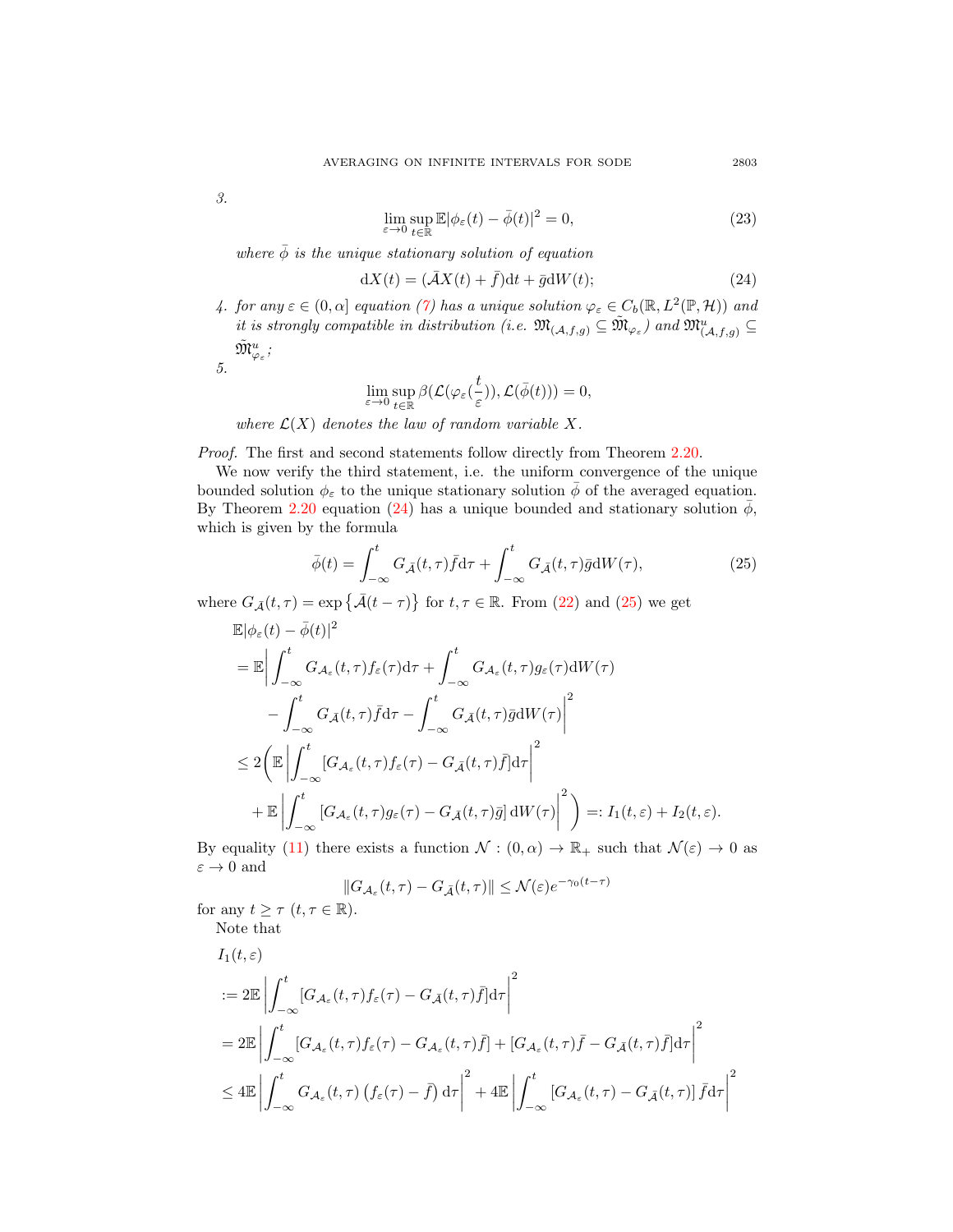3.
$$\lim_{\varepsilon\to 0}\sup_{t\in\mathbb{R}}\mathbb{E}|\phi_\varepsilon(t)-\bar{\phi}(t)|^2=0, \tag{23}$$

*where $\bar{\phi}$ is the unique stationary solution of equation*
$$\mathrm{d}X(t)=(\bar{\mathcal{A}}X(t)+\bar{f})\mathrm{d}t+\bar{g}\mathrm{d}W(t); \tag{24}$$

4. *for any $\varepsilon\in(0,\alpha]$ equation (7) has a unique solution $\varphi_\varepsilon\in C_b(\mathbb{R},L^2(\mathbb{P},\mathcal{H}))$ and it is strongly compatible in distribution (i.e. $\mathfrak{M}_{(\mathcal{A},f,g)}\subseteq\tilde{\mathfrak{M}}_{\varphi_\varepsilon}$) and $\mathfrak{M}^u_{(\mathcal{A},f,g)}\subseteq\tilde{\mathfrak{M}}^u_{\varphi_\varepsilon}$;*

5.
$$\lim_{\varepsilon\to 0}\sup_{t\in\mathbb{R}}\beta(\mathcal{L}(\varphi_\varepsilon(\frac{t}{\varepsilon})),\mathcal{L}(\bar{\phi}(t)))=0,$$

*where $\mathcal{L}(X)$ denotes the law of random variable $X$.*

*Proof.* The first and second statements follow directly from Theorem 2.20.

We now verify the third statement, i.e. the uniform convergence of the unique bounded solution $\phi_\varepsilon$ to the unique stationary solution $\bar{\phi}$ of the averaged equation. By Theorem 2.20 equation (24) has a unique bounded and stationary solution $\bar{\phi}$, which is given by the formula
$$\bar{\phi}(t)=\int_{-\infty}^{t}G_{\bar{\mathcal{A}}}(t,\tau)\bar{f}\mathrm{d}\tau+\int_{-\infty}^{t}G_{\bar{\mathcal{A}}}(t,\tau)\bar{g}\mathrm{d}W(\tau), \tag{25}$$
where $G_{\bar{\mathcal{A}}}(t,\tau)=\exp\left\{\bar{\mathcal{A}}(t-\tau)\right\}$ for $t,\tau\in\mathbb{R}$. From (22) and (25) we get
$$\begin{aligned}
&\mathbb{E}|\phi_\varepsilon(t)-\bar{\phi}(t)|^2\\
&=\mathbb{E}\bigg|\int_{-\infty}^{t}G_{\mathcal{A}_\varepsilon}(t,\tau)f_\varepsilon(\tau)\mathrm{d}\tau+\int_{-\infty}^{t}G_{\mathcal{A}_\varepsilon}(t,\tau)g_\varepsilon(\tau)\mathrm{d}W(\tau)\\
&\qquad-\int_{-\infty}^{t}G_{\bar{\mathcal{A}}}(t,\tau)\bar{f}\mathrm{d}\tau-\int_{-\infty}^{t}G_{\bar{\mathcal{A}}}(t,\tau)\bar{g}\mathrm{d}W(\tau)\bigg|^2\\
&\le 2\bigg(\mathbb{E}\bigg|\int_{-\infty}^{t}[G_{\mathcal{A}_\varepsilon}(t,\tau)f_\varepsilon(\tau)-G_{\bar{\mathcal{A}}}(t,\tau)\bar{f}]\mathrm{d}\tau\bigg|^2\\
&\qquad+\mathbb{E}\bigg|\int_{-\infty}^{t}[G_{\mathcal{A}_\varepsilon}(t,\tau)g_\varepsilon(\tau)-G_{\bar{\mathcal{A}}}(t,\tau)\bar{g}]\,\mathrm{d}W(\tau)\bigg|^2\bigg)=:I_1(t,\varepsilon)+I_2(t,\varepsilon).
\end{aligned}$$
By equality (11) there exists a function $\mathcal{N}:(0,\alpha)\to\mathbb{R}_+$ such that $\mathcal{N}(\varepsilon)\to 0$ as $\varepsilon\to 0$ and
$$\|G_{\mathcal{A}_\varepsilon}(t,\tau)-G_{\bar{\mathcal{A}}}(t,\tau)\|\le\mathcal{N}(\varepsilon)e^{-\gamma_0(t-\tau)}$$
for any $t\ge\tau$ $(t,\tau\in\mathbb{R})$.

Note that
$$\begin{aligned}
&I_1(t,\varepsilon)\\
&:=2\mathbb{E}\bigg|\int_{-\infty}^{t}[G_{\mathcal{A}_\varepsilon}(t,\tau)f_\varepsilon(\tau)-G_{\bar{\mathcal{A}}}(t,\tau)\bar{f}]\mathrm{d}\tau\bigg|^2\\
&=2\mathbb{E}\bigg|\int_{-\infty}^{t}[G_{\mathcal{A}_\varepsilon}(t,\tau)f_\varepsilon(\tau)-G_{\mathcal{A}_\varepsilon}(t,\tau)\bar{f}]+[G_{\mathcal{A}_\varepsilon}(t,\tau)\bar{f}-G_{\bar{\mathcal{A}}}(t,\tau)\bar{f}]\mathrm{d}\tau\bigg|^2\\
&\le 4\mathbb{E}\bigg|\int_{-\infty}^{t}G_{\mathcal{A}_\varepsilon}(t,\tau)\left(f_\varepsilon(\tau)-\bar{f}\right)\mathrm{d}\tau\bigg|^2+4\mathbb{E}\bigg|\int_{-\infty}^{t}[G_{\mathcal{A}_\varepsilon}(t,\tau)-G_{\bar{\mathcal{A}}}(t,\tau)]\,\bar{f}\mathrm{d}\tau\bigg|^2
\end{aligned}$$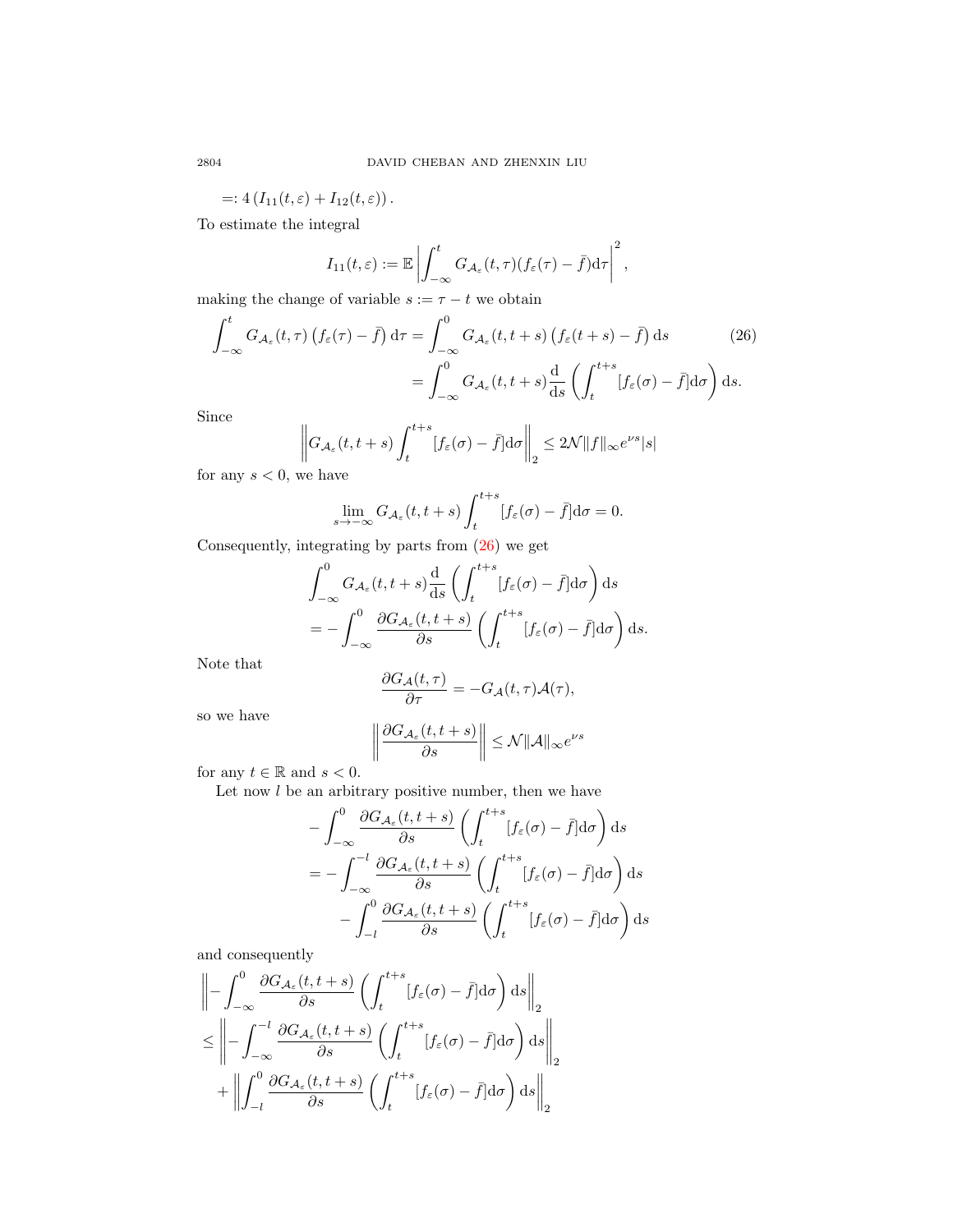$$=: 4\left(I_{11}(t,\varepsilon)+I_{12}(t,\varepsilon)\right).$$

To estimate the integral

$$I_{11}(t,\varepsilon) := \mathbb{E}\left|\int_{-\infty}^{t} G_{\mathcal{A}_\varepsilon}(t,\tau)(f_\varepsilon(\tau)-\bar{f})\mathrm{d}\tau\right|^2,$$

making the change of variable $s := \tau - t$ we obtain

$$\begin{aligned}\int_{-\infty}^{t} G_{\mathcal{A}_\varepsilon}(t,\tau)\left(f_\varepsilon(\tau)-\bar{f}\right)\mathrm{d}\tau &= \int_{-\infty}^{0} G_{\mathcal{A}_\varepsilon}(t,t+s)\left(f_\varepsilon(t+s)-\bar{f}\right)\mathrm{d}s \\ &= \int_{-\infty}^{0} G_{\mathcal{A}_\varepsilon}(t,t+s)\frac{\mathrm{d}}{\mathrm{d}s}\left(\int_{t}^{t+s}[f_\varepsilon(\sigma)-\bar{f}]\mathrm{d}\sigma\right)\mathrm{d}s.\end{aligned} \tag{26}$$

Since

$$\left\|G_{\mathcal{A}_\varepsilon}(t,t+s)\int_{t}^{t+s}[f_\varepsilon(\sigma)-\bar{f}]\mathrm{d}\sigma\right\|_2 \le 2\mathcal{N}\|f\|_\infty e^{\nu s}|s|$$

for any $s<0$, we have

$$\lim_{s\to-\infty} G_{\mathcal{A}_\varepsilon}(t,t+s)\int_{t}^{t+s}[f_\varepsilon(\sigma)-\bar{f}]\mathrm{d}\sigma = 0.$$

Consequently, integrating by parts from (26) we get

$$\begin{aligned}&\int_{-\infty}^{0} G_{\mathcal{A}_\varepsilon}(t,t+s)\frac{\mathrm{d}}{\mathrm{d}s}\left(\int_{t}^{t+s}[f_\varepsilon(\sigma)-\bar{f}]\mathrm{d}\sigma\right)\mathrm{d}s \\ &= -\int_{-\infty}^{0}\frac{\partial G_{\mathcal{A}_\varepsilon}(t,t+s)}{\partial s}\left(\int_{t}^{t+s}[f_\varepsilon(\sigma)-\bar{f}]\mathrm{d}\sigma\right)\mathrm{d}s.\end{aligned}$$

Note that

$$\frac{\partial G_{\mathcal{A}}(t,\tau)}{\partial \tau} = -G_{\mathcal{A}}(t,\tau)\mathcal{A}(\tau),$$

so we have

$$\left\|\frac{\partial G_{\mathcal{A}_\varepsilon}(t,t+s)}{\partial s}\right\| \le \mathcal{N}\|\mathcal{A}\|_\infty e^{\nu s}$$

for any $t\in\mathbb{R}$ and $s<0$.

Let now $l$ be an arbitrary positive number, then we have

$$\begin{aligned}&-\int_{-\infty}^{0}\frac{\partial G_{\mathcal{A}_\varepsilon}(t,t+s)}{\partial s}\left(\int_{t}^{t+s}[f_\varepsilon(\sigma)-\bar{f}]\mathrm{d}\sigma\right)\mathrm{d}s \\ &= -\int_{-\infty}^{-l}\frac{\partial G_{\mathcal{A}_\varepsilon}(t,t+s)}{\partial s}\left(\int_{t}^{t+s}[f_\varepsilon(\sigma)-\bar{f}]\mathrm{d}\sigma\right)\mathrm{d}s \\ &\quad -\int_{-l}^{0}\frac{\partial G_{\mathcal{A}_\varepsilon}(t,t+s)}{\partial s}\left(\int_{t}^{t+s}[f_\varepsilon(\sigma)-\bar{f}]\mathrm{d}\sigma\right)\mathrm{d}s\end{aligned}$$

and consequently

$$\begin{aligned}&\left\|-\int_{-\infty}^{0}\frac{\partial G_{\mathcal{A}_\varepsilon}(t,t+s)}{\partial s}\left(\int_{t}^{t+s}[f_\varepsilon(\sigma)-\bar{f}]\mathrm{d}\sigma\right)\mathrm{d}s\right\|_2 \\ &\le \left\|-\int_{-\infty}^{-l}\frac{\partial G_{\mathcal{A}_\varepsilon}(t,t+s)}{\partial s}\left(\int_{t}^{t+s}[f_\varepsilon(\sigma)-\bar{f}]\mathrm{d}\sigma\right)\mathrm{d}s\right\|_2 \\ &\quad + \left\|\int_{-l}^{0}\frac{\partial G_{\mathcal{A}_\varepsilon}(t,t+s)}{\partial s}\left(\int_{t}^{t+s}[f_\varepsilon(\sigma)-\bar{f}]\mathrm{d}\sigma\right)\mathrm{d}s\right\|_2\end{aligned}$$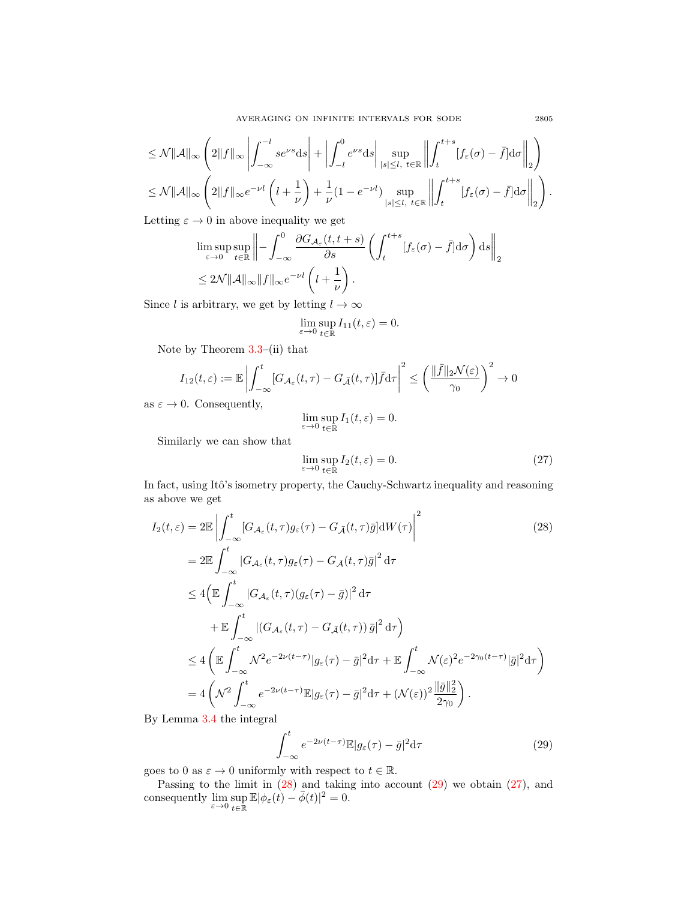$$
\leq \mathcal{N}\|\mathcal{A}\|_\infty \left( 2\|f\|_\infty \left| \int_{-\infty}^{-l} s e^{\nu s} \mathrm{d}s \right| + \left| \int_{-l}^{0} e^{\nu s} \mathrm{d}s \right| \sup_{|s|\leq l,\ t\in\mathbb{R}} \left\| \int_t^{t+s} [f_\varepsilon(\sigma) - \bar{f}] \mathrm{d}\sigma \right\|_2 \right)
$$

$$
\leq \mathcal{N}\|\mathcal{A}\|_\infty \left( 2\|f\|_\infty e^{-\nu l} \left( l + \frac{1}{\nu} \right) + \frac{1}{\nu}(1 - e^{-\nu l}) \sup_{|s|\leq l,\ t\in\mathbb{R}} \left\| \int_t^{t+s} [f_\varepsilon(\sigma) - \bar{f}] \mathrm{d}\sigma \right\|_2 \right).
$$

Letting $\varepsilon \to 0$ in above inequality we get

$$
\limsup_{\varepsilon\to 0} \sup_{t\in\mathbb{R}} \left\| - \int_{-\infty}^{0} \frac{\partial G_{\mathcal{A}_\varepsilon}(t, t+s)}{\partial s} \left( \int_t^{t+s} [f_\varepsilon(\sigma) - \bar{f}] \mathrm{d}\sigma \right) \mathrm{d}s \right\|_2
$$
$$
\leq 2\mathcal{N}\|\mathcal{A}\|_\infty \|f\|_\infty e^{-\nu l} \left( l + \frac{1}{\nu} \right).
$$

Since $l$ is arbitrary, we get by letting $l \to \infty$

$$
\lim_{\varepsilon\to 0} \sup_{t\in\mathbb{R}} I_{11}(t, \varepsilon) = 0.
$$

Note by Theorem 3.3–(ii) that

$$
I_{12}(t, \varepsilon) := \mathbb{E} \left| \int_{-\infty}^{t} [G_{\mathcal{A}_\varepsilon}(t, \tau) - G_{\bar{\mathcal{A}}}(t, \tau)] \bar{f} \mathrm{d}\tau \right|^2 \leq \left( \frac{\|\bar{f}\|_2 \mathcal{N}(\varepsilon)}{\gamma_0} \right)^2 \to 0
$$

as $\varepsilon \to 0$. Consequently,

$$
\lim_{\varepsilon\to 0} \sup_{t\in\mathbb{R}} I_1(t, \varepsilon) = 0.
$$

Similarly we can show that

$$
\lim_{\varepsilon\to 0} \sup_{t\in\mathbb{R}} I_2(t, \varepsilon) = 0. \tag{27}
$$

In fact, using Itô's isometry property, the Cauchy-Schwartz inequality and reasoning as above we get

$$
\begin{aligned}
I_2(t, \varepsilon) &= 2\mathbb{E} \left| \int_{-\infty}^{t} [G_{\mathcal{A}_\varepsilon}(t, \tau) g_\varepsilon(\tau) - G_{\bar{\mathcal{A}}}(t, \tau) \bar{g}] \mathrm{d}W(\tau) \right|^2 \qquad (28) \\
&= 2\mathbb{E} \int_{-\infty}^{t} |G_{\mathcal{A}_\varepsilon}(t, \tau) g_\varepsilon(\tau) - G_{\bar{\mathcal{A}}}(t, \tau) \bar{g}|^2 \mathrm{d}\tau \\
&\leq 4 \Big( \mathbb{E} \int_{-\infty}^{t} |G_{\mathcal{A}_\varepsilon}(t, \tau)(g_\varepsilon(\tau) - \bar{g})|^2 \mathrm{d}\tau \\
&\quad + \mathbb{E} \int_{-\infty}^{t} |(G_{\mathcal{A}_\varepsilon}(t, \tau) - G_{\bar{\mathcal{A}}}(t, \tau)) \bar{g}|^2 \mathrm{d}\tau \Big) \\
&\leq 4 \left( \mathbb{E} \int_{-\infty}^{t} \mathcal{N}^2 e^{-2\nu(t-\tau)} |g_\varepsilon(\tau) - \bar{g}|^2 \mathrm{d}\tau + \mathbb{E} \int_{-\infty}^{t} \mathcal{N}(\varepsilon)^2 e^{-2\gamma_0(t-\tau)} |\bar{g}|^2 \mathrm{d}\tau \right) \\
&= 4 \left( \mathcal{N}^2 \int_{-\infty}^{t} e^{-2\nu(t-\tau)} \mathbb{E}|g_\varepsilon(\tau) - \bar{g}|^2 \mathrm{d}\tau + (\mathcal{N}(\varepsilon))^2 \frac{\|\bar{g}\|_2^2}{2\gamma_0} \right).
\end{aligned}
$$

By Lemma 3.4 the integral

$$
\int_{-\infty}^{t} e^{-2\nu(t-\tau)} \mathbb{E}|g_\varepsilon(\tau) - \bar{g}|^2 \mathrm{d}\tau \tag{29}
$$

goes to 0 as $\varepsilon \to 0$ uniformly with respect to $t \in \mathbb{R}$.

Passing to the limit in (28) and taking into account (29) we obtain (27), and consequently $\lim_{\varepsilon\to 0} \sup_{t\in\mathbb{R}} \mathbb{E}|\phi_\varepsilon(t) - \bar{\phi}(t)|^2 = 0$.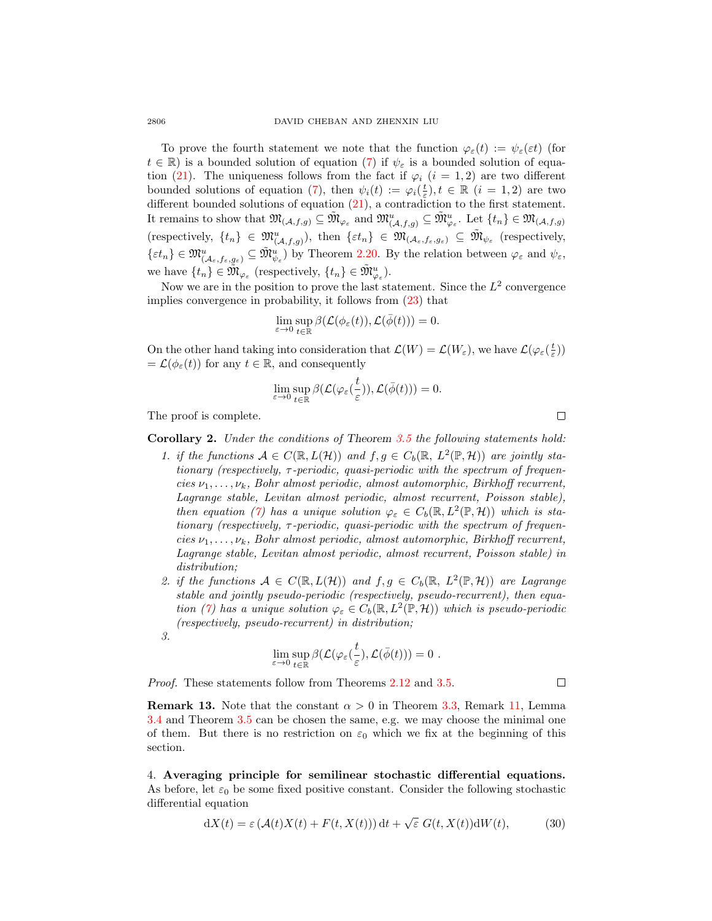To prove the fourth statement we note that the function $\varphi_\varepsilon(t) := \psi_\varepsilon(\varepsilon t)$ (for $t \in \mathbb{R}$) is a bounded solution of equation (7) if $\psi_\varepsilon$ is a bounded solution of equation (21). The uniqueness follows from the fact if $\varphi_i$ $(i = 1, 2)$ are two different bounded solutions of equation (7), then $\psi_i(t) := \varphi_i(\frac{t}{\varepsilon}), t \in \mathbb{R}$ $(i = 1, 2)$ are two different bounded solutions of equation (21), a contradiction to the first statement. It remains to show that $\mathfrak{M}_{(\mathcal{A},f,g)} \subseteq \tilde{\mathfrak{M}}_{\varphi_\varepsilon}$ and $\mathfrak{M}^u_{(\mathcal{A},f,g)} \subseteq \tilde{\mathfrak{M}}^u_{\varphi_\varepsilon}$. Let $\{t_n\} \in \mathfrak{M}_{(\mathcal{A},f,g)}$ (respectively, $\{t_n\} \in \mathfrak{M}^u_{(\mathcal{A},f,g)}$), then $\{\varepsilon t_n\} \in \mathfrak{M}_{(\mathcal{A}_\varepsilon,f_\varepsilon,g_\varepsilon)} \subseteq \tilde{\mathfrak{M}}_{\psi_\varepsilon}$ (respectively, $\{\varepsilon t_n\} \in \mathfrak{M}^u_{(\mathcal{A}_\varepsilon,f_\varepsilon,g_\varepsilon)} \subseteq \tilde{\mathfrak{M}}^u_{\psi_\varepsilon}$) by Theorem 2.20. By the relation between $\varphi_\varepsilon$ and $\psi_\varepsilon$, we have $\{t_n\} \in \tilde{\mathfrak{M}}_{\varphi_\varepsilon}$ (respectively, $\{t_n\} \in \tilde{\mathfrak{M}}^u_{\varphi_\varepsilon}$).

Now we are in the position to prove the last statement. Since the $L^2$ convergence implies convergence in probability, it follows from (23) that

$$\lim_{\varepsilon\to 0} \sup_{t\in\mathbb{R}} \beta(\mathcal{L}(\phi_\varepsilon(t)), \mathcal{L}(\bar{\phi}(t))) = 0.$$

On the other hand taking into consideration that $\mathcal{L}(W) = \mathcal{L}(W_\varepsilon)$, we have $\mathcal{L}(\varphi_\varepsilon(\frac{t}{\varepsilon})) = \mathcal{L}(\phi_\varepsilon(t))$ for any $t \in \mathbb{R}$, and consequently

$$\lim_{\varepsilon\to 0} \sup_{t\in\mathbb{R}} \beta(\mathcal{L}(\varphi_\varepsilon(\frac{t}{\varepsilon})), \mathcal{L}(\bar{\phi}(t))) = 0.$$

The proof is complete. $\square$

**Corollary 2.** *Under the conditions of* Theorem 3.5 *the following statements hold:*

1. *if the functions $\mathcal{A} \in C(\mathbb{R}, L(\mathcal{H}))$ and $f, g \in C_b(\mathbb{R}, L^2(\mathbb{P}, \mathcal{H}))$ are jointly stationary (respectively, $\tau$-periodic, quasi-periodic with the spectrum of frequencies $\nu_1, \dots, \nu_k$, Bohr almost periodic, almost automorphic, Birkhoff recurrent, Lagrange stable, Levitan almost periodic, almost recurrent, Poisson stable), then equation (7) has a unique solution $\varphi_\varepsilon \in C_b(\mathbb{R}, L^2(\mathbb{P}, \mathcal{H}))$ which is stationary (respectively, $\tau$-periodic, quasi-periodic with the spectrum of frequencies $\nu_1, \dots, \nu_k$, Bohr almost periodic, almost automorphic, Birkhoff recurrent, Lagrange stable, Levitan almost periodic, almost recurrent, Poisson stable) in distribution;*
2. *if the functions $\mathcal{A} \in C(\mathbb{R}, L(\mathcal{H}))$ and $f, g \in C_b(\mathbb{R}, L^2(\mathbb{P}, \mathcal{H}))$ are Lagrange stable and jointly pseudo-periodic (respectively, pseudo-recurrent), then equation (7) has a unique solution $\varphi_\varepsilon \in C_b(\mathbb{R}, L^2(\mathbb{P}, \mathcal{H}))$ which is pseudo-periodic (respectively, pseudo-recurrent) in distribution;*
3. $$\lim_{\varepsilon\to 0} \sup_{t\in\mathbb{R}} \beta(\mathcal{L}(\varphi_\varepsilon(\frac{t}{\varepsilon}), \mathcal{L}(\bar{\phi}(t))) = 0 \ .$$

*Proof.* These statements follow from Theorems 2.12 and 3.5. $\square$

**Remark 13.** Note that the constant $\alpha > 0$ in Theorem 3.3, Remark 11, Lemma 3.4 and Theorem 3.5 can be chosen the same, e.g. we may choose the minimal one of them. But there is no restriction on $\varepsilon_0$ which we fix at the beginning of this section.

4. **Averaging principle for semilinear stochastic differential equations.** As before, let $\varepsilon_0$ be some fixed positive constant. Consider the following stochastic differential equation

$$\mathrm{d}X(t) = \varepsilon \left(\mathcal{A}(t)X(t) + F(t, X(t))\right) \mathrm{d}t + \sqrt{\varepsilon}\ G(t, X(t))\mathrm{d}W(t), \tag{30}$$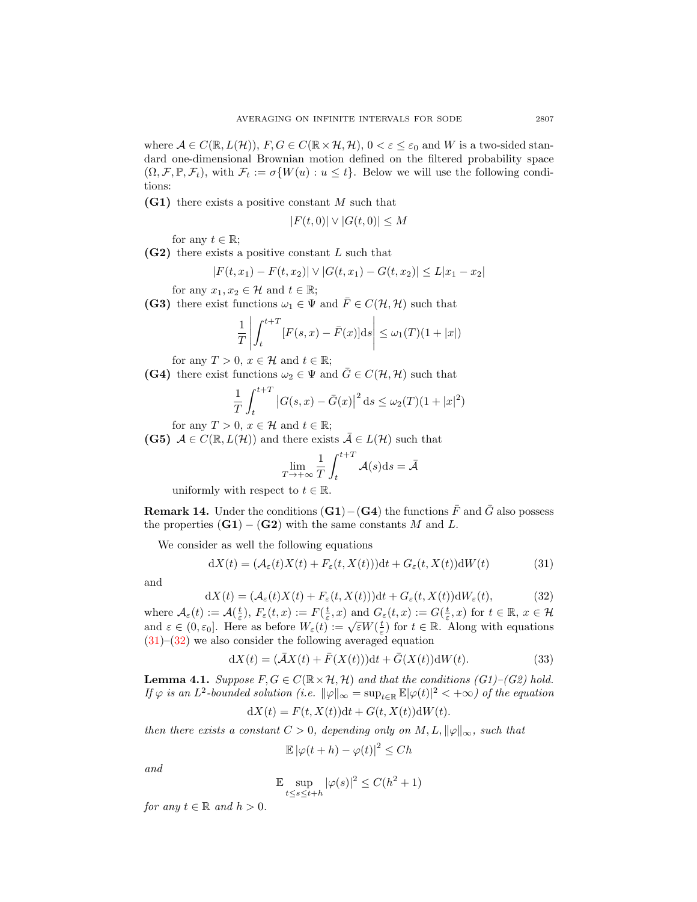where $\mathcal{A} \in C(\mathbb{R}, L(\mathcal{H}))$, $F, G \in C(\mathbb{R} \times \mathcal{H}, \mathcal{H})$, $0 < \varepsilon \le \varepsilon_0$ and $W$ is a two-sided standard one-dimensional Brownian motion defined on the filtered probability space $(\Omega, \mathcal{F}, \mathbb{P}, \mathcal{F}_t)$, with $\mathcal{F}_t := \sigma\{W(u) : u \le t\}$. Below we will use the following conditions:

**(G1)** there exists a positive constant $M$ such that

$$|F(t,0)| \vee |G(t,0)| \le M$$

for any $t \in \mathbb{R}$;

**(G2)** there exists a positive constant $L$ such that

$$|F(t,x_1) - F(t,x_2)| \vee |G(t,x_1) - G(t,x_2)| \le L|x_1 - x_2|$$

for any $x_1, x_2 \in \mathcal{H}$ and $t \in \mathbb{R}$;

**(G3)** there exist functions $\omega_1 \in \Psi$ and $\bar{F} \in C(\mathcal{H}, \mathcal{H})$ such that

$$\frac{1}{T}\left|\int_t^{t+T} [F(s,x) - \bar{F}(x)] \mathrm{d}s\right| \le \omega_1(T)(1 + |x|)$$

for any $T > 0$, $x \in \mathcal{H}$ and $t \in \mathbb{R}$;

**(G4)** there exist functions $\omega_2 \in \Psi$ and $\bar{G} \in C(\mathcal{H}, \mathcal{H})$ such that

$$\frac{1}{T}\int_t^{t+T} \left|G(s,x) - \bar{G}(x)\right|^2 \mathrm{d}s \le \omega_2(T)(1 + |x|^2)$$

for any $T > 0$, $x \in \mathcal{H}$ and $t \in \mathbb{R}$;

**(G5)** $\mathcal{A} \in C(\mathbb{R}, L(\mathcal{H}))$ and there exists $\bar{\mathcal{A}} \in L(\mathcal{H})$ such that

$$\lim_{T \to +\infty} \frac{1}{T}\int_t^{t+T} \mathcal{A}(s)\mathrm{d}s = \bar{\mathcal{A}}$$

uniformly with respect to $t \in \mathbb{R}$.

**Remark 14.** Under the conditions **(G1)**−**(G4)** the functions $\bar{F}$ and $\bar{G}$ also possess the properties **(G1)** − **(G2)** with the same constants $M$ and $L$.

We consider as well the following equations

$$\mathrm{d}X(t) = (\mathcal{A}_\varepsilon(t)X(t) + F_\varepsilon(t, X(t)))\mathrm{d}t + G_\varepsilon(t, X(t))\mathrm{d}W(t) \tag{31}$$

and

$$\mathrm{d}X(t) = (\mathcal{A}_\varepsilon(t)X(t) + F_\varepsilon(t, X(t)))\mathrm{d}t + G_\varepsilon(t, X(t))\mathrm{d}W_\varepsilon(t), \tag{32}$$

where $\mathcal{A}_\varepsilon(t) := \mathcal{A}(\frac{t}{\varepsilon})$, $F_\varepsilon(t,x) := F(\frac{t}{\varepsilon}, x)$ and $G_\varepsilon(t,x) := G(\frac{t}{\varepsilon}, x)$ for $t \in \mathbb{R}$, $x \in \mathcal{H}$ and $\varepsilon \in (0, \varepsilon_0]$. Here as before $W_\varepsilon(t) := \sqrt{\varepsilon}W(\frac{t}{\varepsilon})$ for $t \in \mathbb{R}$. Along with equations (31)–(32) we also consider the following averaged equation

$$\mathrm{d}X(t) = (\bar{\mathcal{A}}X(t) + \bar{F}(X(t)))\mathrm{d}t + \bar{G}(X(t))\mathrm{d}W(t). \tag{33}$$

**Lemma 4.1.** *Suppose $F, G \in C(\mathbb{R} \times \mathcal{H}, \mathcal{H})$ and that the conditions (G1)–(G2) hold. If $\varphi$ is an $L^2$-bounded solution (i.e. $\|\varphi\|_\infty = \sup_{t \in \mathbb{R}} \mathbb{E}|\varphi(t)|^2 < +\infty$) of the equation*

$$\mathrm{d}X(t) = F(t, X(t))\mathrm{d}t + G(t, X(t))\mathrm{d}W(t).$$

*then there exists a constant $C > 0$, depending only on $M, L, \|\varphi\|_\infty$, such that*

$$\mathbb{E}\left|\varphi(t+h) - \varphi(t)\right|^2 \le Ch$$

*and*

$$\mathbb{E}\sup_{t \le s \le t+h} |\varphi(s)|^2 \le C(h^2 + 1)$$

*for any $t \in \mathbb{R}$ and $h > 0$.*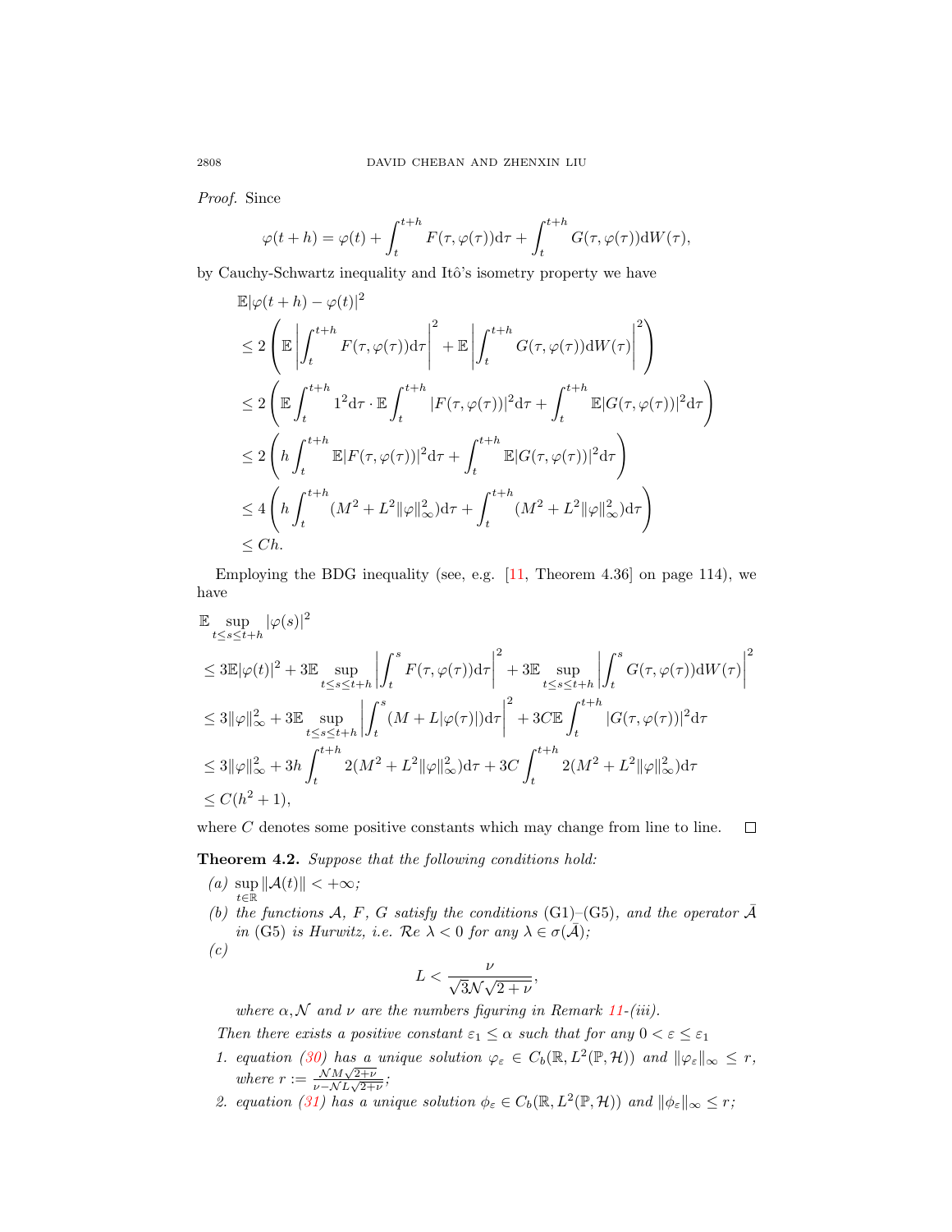*Proof.* Since

$$\varphi(t+h) = \varphi(t) + \int_t^{t+h} F(\tau, \varphi(\tau))\mathrm{d}\tau + \int_t^{t+h} G(\tau, \varphi(\tau))\mathrm{d}W(\tau),$$

by Cauchy-Schwartz inequality and Itô's isometry property we have

$$\begin{aligned}
&\mathbb{E}|\varphi(t+h) - \varphi(t)|^2 \\
&\le 2\left(\mathbb{E}\left|\int_t^{t+h} F(\tau,\varphi(\tau))\mathrm{d}\tau\right|^2 + \mathbb{E}\left|\int_t^{t+h} G(\tau,\varphi(\tau))\mathrm{d}W(\tau)\right|^2\right) \\
&\le 2\left(\mathbb{E}\int_t^{t+h} 1^2 \mathrm{d}\tau \cdot \mathbb{E}\int_t^{t+h} |F(\tau,\varphi(\tau))|^2\mathrm{d}\tau + \int_t^{t+h} \mathbb{E}|G(\tau,\varphi(\tau))|^2\mathrm{d}\tau\right) \\
&\le 2\left(h\int_t^{t+h} \mathbb{E}|F(\tau,\varphi(\tau))|^2\mathrm{d}\tau + \int_t^{t+h} \mathbb{E}|G(\tau,\varphi(\tau))|^2\mathrm{d}\tau\right) \\
&\le 4\left(h\int_t^{t+h} (M^2 + L^2\|\varphi\|_\infty^2)\mathrm{d}\tau + \int_t^{t+h} (M^2 + L^2\|\varphi\|_\infty^2)\mathrm{d}\tau\right) \\
&\le Ch.
\end{aligned}$$

Employing the BDG inequality (see, e.g. [11, Theorem 4.36] on page 114), we have

$$\begin{aligned}
&\mathbb{E}\sup_{t\le s\le t+h} |\varphi(s)|^2 \\
&\le 3\mathbb{E}|\varphi(t)|^2 + 3\mathbb{E}\sup_{t\le s\le t+h}\left|\int_t^s F(\tau,\varphi(\tau))\mathrm{d}\tau\right|^2 + 3\mathbb{E}\sup_{t\le s\le t+h}\left|\int_t^s G(\tau,\varphi(\tau))\mathrm{d}W(\tau)\right|^2 \\
&\le 3\|\varphi\|_\infty^2 + 3\mathbb{E}\sup_{t\le s\le t+h}\left|\int_t^s (M + L|\varphi(\tau)|)\mathrm{d}\tau\right|^2 + 3C\mathbb{E}\int_t^{t+h} |G(\tau,\varphi(\tau))|^2\mathrm{d}\tau \\
&\le 3\|\varphi\|_\infty^2 + 3h\int_t^{t+h} 2(M^2 + L^2\|\varphi\|_\infty^2)\mathrm{d}\tau + 3C\int_t^{t+h} 2(M^2 + L^2\|\varphi\|_\infty^2)\mathrm{d}\tau \\
&\le C(h^2+1),
\end{aligned}$$

where $C$ denotes some positive constants which may change from line to line. $\square$

**Theorem 4.2.** *Suppose that the following conditions hold:*

*(a)* $\sup_{t\in\mathbb{R}} \|\mathcal{A}(t)\| < +\infty$;

*(b) the functions $\mathcal{A}$, $F$, $G$ satisfy the conditions* (G1)–(G5)*, and the operator $\bar{\mathcal{A}}$ in* (G5) *is Hurwitz, i.e. $\mathcal{R}e\ \lambda < 0$ for any $\lambda \in \sigma(\bar{\mathcal{A}})$;*

*(c)*

$$L < \frac{\nu}{\sqrt{3}\mathcal{N}\sqrt{2+\nu}},$$

*where $\alpha, \mathcal{N}$ and $\nu$ are the numbers figuring in Remark 11-(iii).*

*Then there exists a positive constant $\varepsilon_1 \le \alpha$ such that for any $0 < \varepsilon \le \varepsilon_1$*

1. *equation (30) has a unique solution $\varphi_\varepsilon \in C_b(\mathbb{R}, L^2(\mathbb{P}, \mathcal{H}))$ and $\|\varphi_\varepsilon\|_\infty \le r$, where $r := \frac{\mathcal{N}M\sqrt{2+\nu}}{\nu - \mathcal{N}L\sqrt{2+\nu}}$;*
2. *equation (31) has a unique solution $\phi_\varepsilon \in C_b(\mathbb{R}, L^2(\mathbb{P}, \mathcal{H}))$ and $\|\phi_\varepsilon\|_\infty \le r$;*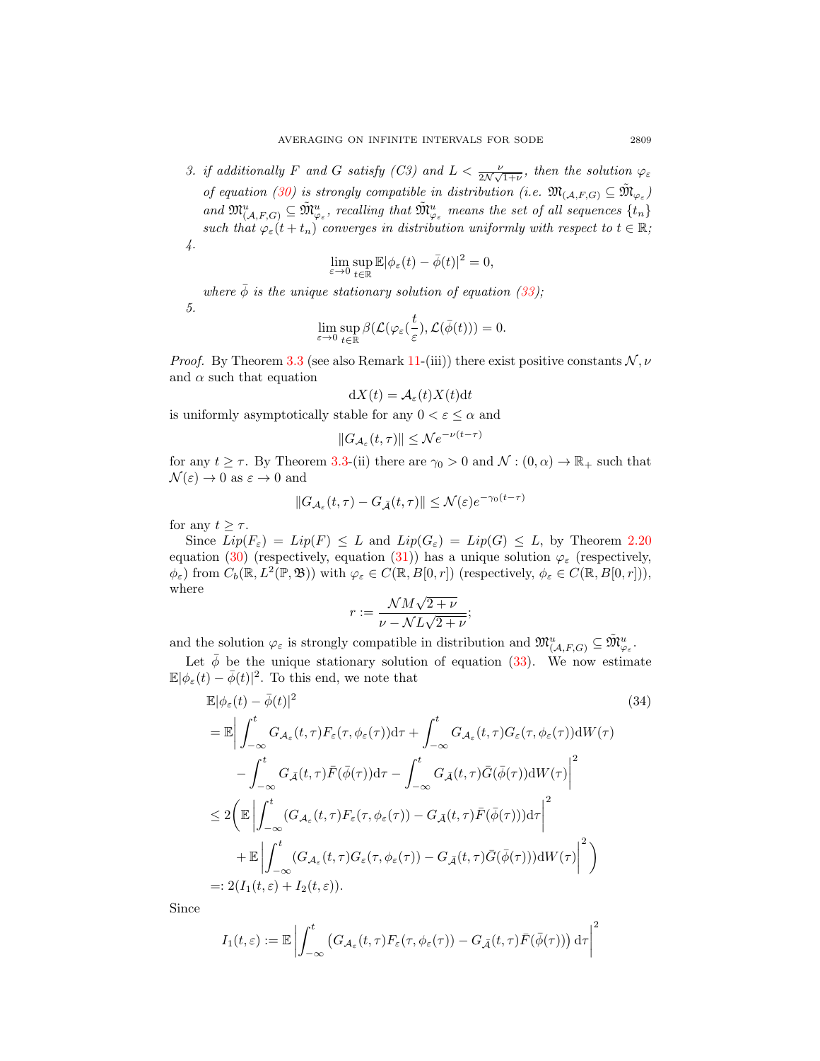3. *if additionally $F$ and $G$ satisfy (C3) and $L < \frac{\nu}{2\mathcal{N}\sqrt{1+\nu}}$, then the solution $\varphi_\varepsilon$ of equation (30) is strongly compatible in distribution (i.e. $\mathfrak{M}_{(\mathcal{A},F,G)} \subseteq \tilde{\mathfrak{M}}_{\varphi_\varepsilon}$) and $\mathfrak{M}^u_{(\mathcal{A},F,G)} \subseteq \tilde{\mathfrak{M}}^u_{\varphi_\varepsilon}$, recalling that $\tilde{\mathfrak{M}}^u_{\varphi_\varepsilon}$ means the set of all sequences $\{t_n\}$ such that $\varphi_\varepsilon(t+t_n)$ converges in distribution uniformly with respect to $t \in \mathbb{R}$;*
4. $$\lim_{\varepsilon\to 0}\sup_{t\in\mathbb{R}} \mathbb{E}|\phi_\varepsilon(t) - \bar{\phi}(t)|^2 = 0,$$
   *where $\bar{\phi}$ is the unique stationary solution of equation (33);*
5. $$\lim_{\varepsilon\to 0}\sup_{t\in\mathbb{R}} \beta(\mathcal{L}(\varphi_\varepsilon(\frac{t}{\varepsilon}), \mathcal{L}(\bar{\phi}(t))) = 0.$$

*Proof.* By Theorem 3.3 (see also Remark 11-(iii)) there exist positive constants $\mathcal{N}, \nu$ and $\alpha$ such that equation

$$\mathrm{d}X(t) = \mathcal{A}_\varepsilon(t)X(t)\mathrm{d}t$$

is uniformly asymptotically stable for any $0 < \varepsilon \le \alpha$ and

$$\|G_{\mathcal{A}_\varepsilon}(t,\tau)\| \le \mathcal{N}e^{-\nu(t-\tau)}$$

for any $t \ge \tau$. By Theorem 3.3-(ii) there are $\gamma_0 > 0$ and $\mathcal{N} : (0,\alpha) \to \mathbb{R}_+$ such that $\mathcal{N}(\varepsilon) \to 0$ as $\varepsilon \to 0$ and

$$\|G_{\mathcal{A}_\varepsilon}(t,\tau) - G_{\bar{\mathcal{A}}}(t,\tau)\| \le \mathcal{N}(\varepsilon)e^{-\gamma_0(t-\tau)}$$

for any $t \ge \tau$.

Since $Lip(F_\varepsilon) = Lip(F) \le L$ and $Lip(G_\varepsilon) = Lip(G) \le L$, by Theorem 2.20 equation (30) (respectively, equation (31)) has a unique solution $\varphi_\varepsilon$ (respectively, $\phi_\varepsilon$) from $C_b(\mathbb{R}, L^2(\mathbb{P},\mathfrak{B}))$ with $\varphi_\varepsilon \in C(\mathbb{R}, B[0,r])$ (respectively, $\phi_\varepsilon \in C(\mathbb{R}, B[0,r])$), where

$$r := \frac{\mathcal{N}M\sqrt{2+\nu}}{\nu - \mathcal{N}L\sqrt{2+\nu}};$$

and the solution $\varphi_\varepsilon$ is strongly compatible in distribution and $\mathfrak{M}^u_{(\mathcal{A},F,G)} \subseteq \tilde{\mathfrak{M}}^u_{\varphi_\varepsilon}$.

Let $\bar{\phi}$ be the unique stationary solution of equation (33). We now estimate $\mathbb{E}|\phi_\varepsilon(t) - \bar{\phi}(t)|^2$. To this end, we note that

$$
\begin{aligned}
&\mathbb{E}|\phi_\varepsilon(t) - \bar{\phi}(t)|^2 \qquad\qquad (34)\\
&= \mathbb{E}\bigg| \int_{-\infty}^t G_{\mathcal{A}_\varepsilon}(t,\tau)F_\varepsilon(\tau,\phi_\varepsilon(\tau))\mathrm{d}\tau + \int_{-\infty}^t G_{\mathcal{A}_\varepsilon}(t,\tau)G_\varepsilon(\tau,\phi_\varepsilon(\tau))\mathrm{d}W(\tau)\\
&\quad - \int_{-\infty}^t G_{\bar{\mathcal{A}}}(t,\tau)\bar{F}(\bar{\phi}(\tau))\mathrm{d}\tau - \int_{-\infty}^t G_{\bar{\mathcal{A}}}(t,\tau)\bar{G}(\bar{\phi}(\tau))\mathrm{d}W(\tau)\bigg|^2\\
&\le 2\bigg(\mathbb{E}\left|\int_{-\infty}^t (G_{\mathcal{A}_\varepsilon}(t,\tau)F_\varepsilon(\tau,\phi_\varepsilon(\tau)) - G_{\bar{\mathcal{A}}}(t,\tau)\bar{F}(\bar{\phi}(\tau)))\mathrm{d}\tau\right|^2\\
&\quad + \mathbb{E}\left|\int_{-\infty}^t (G_{\mathcal{A}_\varepsilon}(t,\tau)G_\varepsilon(\tau,\phi_\varepsilon(\tau)) - G_{\bar{\mathcal{A}}}(t,\tau)\bar{G}(\bar{\phi}(\tau)))\mathrm{d}W(\tau)\right|^2\bigg)\\
&=: 2(I_1(t,\varepsilon) + I_2(t,\varepsilon)).
\end{aligned}
$$

Since

$$I_1(t,\varepsilon) := \mathbb{E}\left|\int_{-\infty}^t \left(G_{\mathcal{A}_\varepsilon}(t,\tau)F_\varepsilon(\tau,\phi_\varepsilon(\tau)) - G_{\bar{\mathcal{A}}}(t,\tau)\bar{F}(\bar{\phi}(\tau))\right)\mathrm{d}\tau\right|^2$$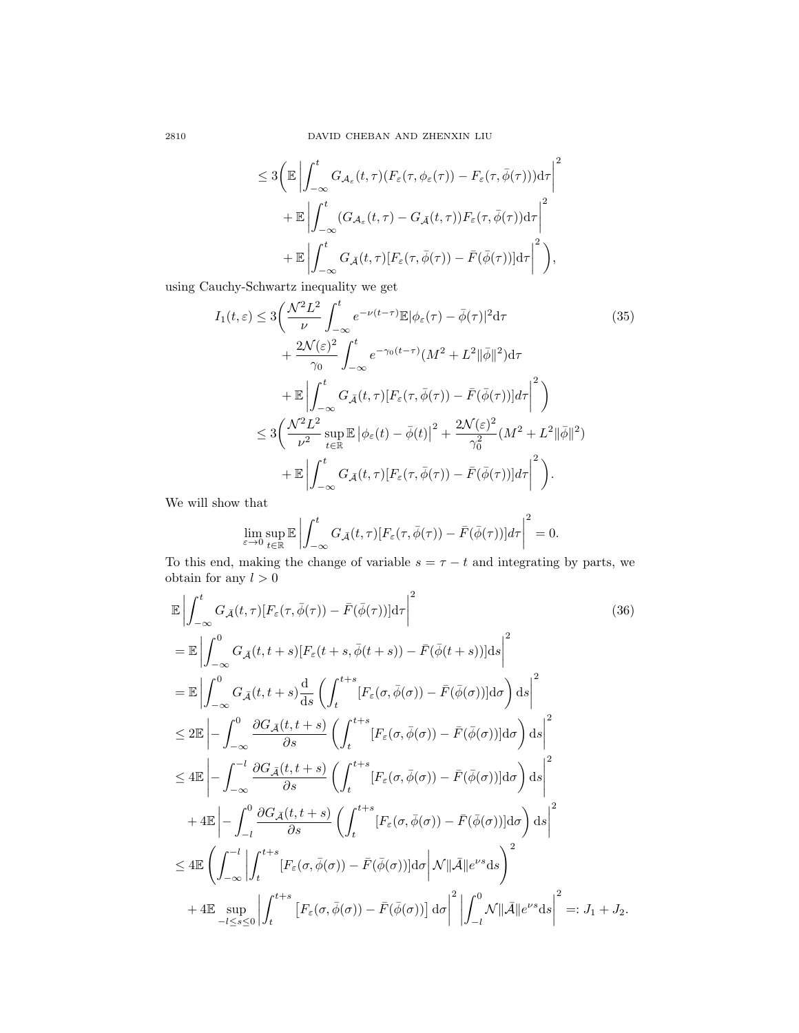$$
\leq 3\bigg( \mathbb{E}\left|\int_{-\infty}^{t} G_{\mathcal{A}_\varepsilon}(t,\tau)(F_\varepsilon(\tau,\phi_\varepsilon(\tau)) - F_\varepsilon(\tau,\bar{\phi}(\tau)))\mathrm{d}\tau\right|^2
+ \mathbb{E}\left|\int_{-\infty}^{t} (G_{\mathcal{A}_\varepsilon}(t,\tau) - G_{\bar{\mathcal{A}}}(t,\tau))F_\varepsilon(\tau,\bar{\phi}(\tau))\mathrm{d}\tau\right|^2
+ \mathbb{E}\left|\int_{-\infty}^{t} G_{\bar{\mathcal{A}}}(t,\tau)[F_\varepsilon(\tau,\bar{\phi}(\tau)) - \bar{F}(\bar{\phi}(\tau))]\mathrm{d}\tau\right|^2\bigg),
$$

using Cauchy-Schwartz inequality we get

$$
\begin{aligned}
I_1(t,\varepsilon) &\leq 3\bigg(\frac{\mathcal{N}^2L^2}{\nu}\int_{-\infty}^{t} e^{-\nu(t-\tau)}\mathbb{E}|\phi_\varepsilon(\tau)-\bar{\phi}(\tau)|^2\mathrm{d}\tau \\
&\quad + \frac{2\mathcal{N}(\varepsilon)^2}{\gamma_0}\int_{-\infty}^{t} e^{-\gamma_0(t-\tau)}(M^2+L^2\|\bar{\phi}\|^2)\mathrm{d}\tau \\
&\quad + \mathbb{E}\left|\int_{-\infty}^{t} G_{\bar{\mathcal{A}}}(t,\tau)[F_\varepsilon(\tau,\bar{\phi}(\tau)) - \bar{F}(\bar{\phi}(\tau))]d\tau\right|^2\bigg) \\
&\leq 3\bigg(\frac{\mathcal{N}^2L^2}{\nu^2}\sup_{t\in\mathbb{R}}\mathbb{E}\left|\phi_\varepsilon(t)-\bar{\phi}(t)\right|^2 + \frac{2\mathcal{N}(\varepsilon)^2}{\gamma_0^2}(M^2+L^2\|\bar{\phi}\|^2) \\
&\quad + \mathbb{E}\left|\int_{-\infty}^{t} G_{\bar{\mathcal{A}}}(t,\tau)[F_\varepsilon(\tau,\bar{\phi}(\tau)) - \bar{F}(\bar{\phi}(\tau))]d\tau\right|^2\bigg).
\end{aligned} \tag{35}
$$

We will show that

$$
\lim_{\varepsilon\to 0}\sup_{t\in\mathbb{R}}\mathbb{E}\left|\int_{-\infty}^{t} G_{\bar{\mathcal{A}}}(t,\tau)[F_\varepsilon(\tau,\bar{\phi}(\tau)) - \bar{F}(\bar{\phi}(\tau))]d\tau\right|^2 = 0.
$$

To this end, making the change of variable $s = \tau - t$ and integrating by parts, we obtain for any $l > 0$

$$
\begin{aligned}
&\mathbb{E}\left|\int_{-\infty}^{t} G_{\bar{\mathcal{A}}}(t,\tau)[F_\varepsilon(\tau,\bar{\phi}(\tau)) - \bar{F}(\bar{\phi}(\tau))]\mathrm{d}\tau\right|^2 \\
&= \mathbb{E}\left|\int_{-\infty}^{0} G_{\bar{\mathcal{A}}}(t,t+s)[F_\varepsilon(t+s,\bar{\phi}(t+s)) - \bar{F}(\bar{\phi}(t+s))]\mathrm{d}s\right|^2 \\
&= \mathbb{E}\left|\int_{-\infty}^{0} G_{\bar{\mathcal{A}}}(t,t+s)\frac{\mathrm{d}}{\mathrm{d}s}\left(\int_{t}^{t+s}[F_\varepsilon(\sigma,\bar{\phi}(\sigma)) - \bar{F}(\bar{\phi}(\sigma))]\mathrm{d}\sigma\right)\mathrm{d}s\right|^2 \\
&\leq 2\mathbb{E}\left|-\int_{-\infty}^{0} \frac{\partial G_{\bar{\mathcal{A}}}(t,t+s)}{\partial s}\left(\int_{t}^{t+s}[F_\varepsilon(\sigma,\bar{\phi}(\sigma)) - \bar{F}(\bar{\phi}(\sigma))]\mathrm{d}\sigma\right)\mathrm{d}s\right|^2 \\
&\leq 4\mathbb{E}\left|-\int_{-\infty}^{-l} \frac{\partial G_{\bar{\mathcal{A}}}(t,t+s)}{\partial s}\left(\int_{t}^{t+s}[F_\varepsilon(\sigma,\bar{\phi}(\sigma)) - \bar{F}(\bar{\phi}(\sigma))]\mathrm{d}\sigma\right)\mathrm{d}s\right|^2 \\
&\quad + 4\mathbb{E}\left|-\int_{-l}^{0} \frac{\partial G_{\bar{\mathcal{A}}}(t,t+s)}{\partial s}\left(\int_{t}^{t+s}[F_\varepsilon(\sigma,\bar{\phi}(\sigma)) - \bar{F}(\bar{\phi}(\sigma))]\mathrm{d}\sigma\right)\mathrm{d}s\right|^2 \\
&\leq 4\mathbb{E}\left(\int_{-\infty}^{-l}\left|\int_{t}^{t+s}[F_\varepsilon(\sigma,\bar{\phi}(\sigma)) - \bar{F}(\bar{\phi}(\sigma))]\mathrm{d}\sigma\right|\mathcal{N}\|\bar{\mathcal{A}}\|e^{\nu s}\mathrm{d}s\right)^2 \\
&\quad + 4\mathbb{E}\sup_{-l\leq s\leq 0}\left|\int_{t}^{t+s}\left[F_\varepsilon(\sigma,\bar{\phi}(\sigma)) - \bar{F}(\bar{\phi}(\sigma))\right]\mathrm{d}\sigma\right|^2\left|\int_{-l}^{0}\mathcal{N}\|\bar{\mathcal{A}}\|e^{\nu s}\mathrm{d}s\right|^2 =: J_1 + J_2.
\end{aligned} \tag{36}
$$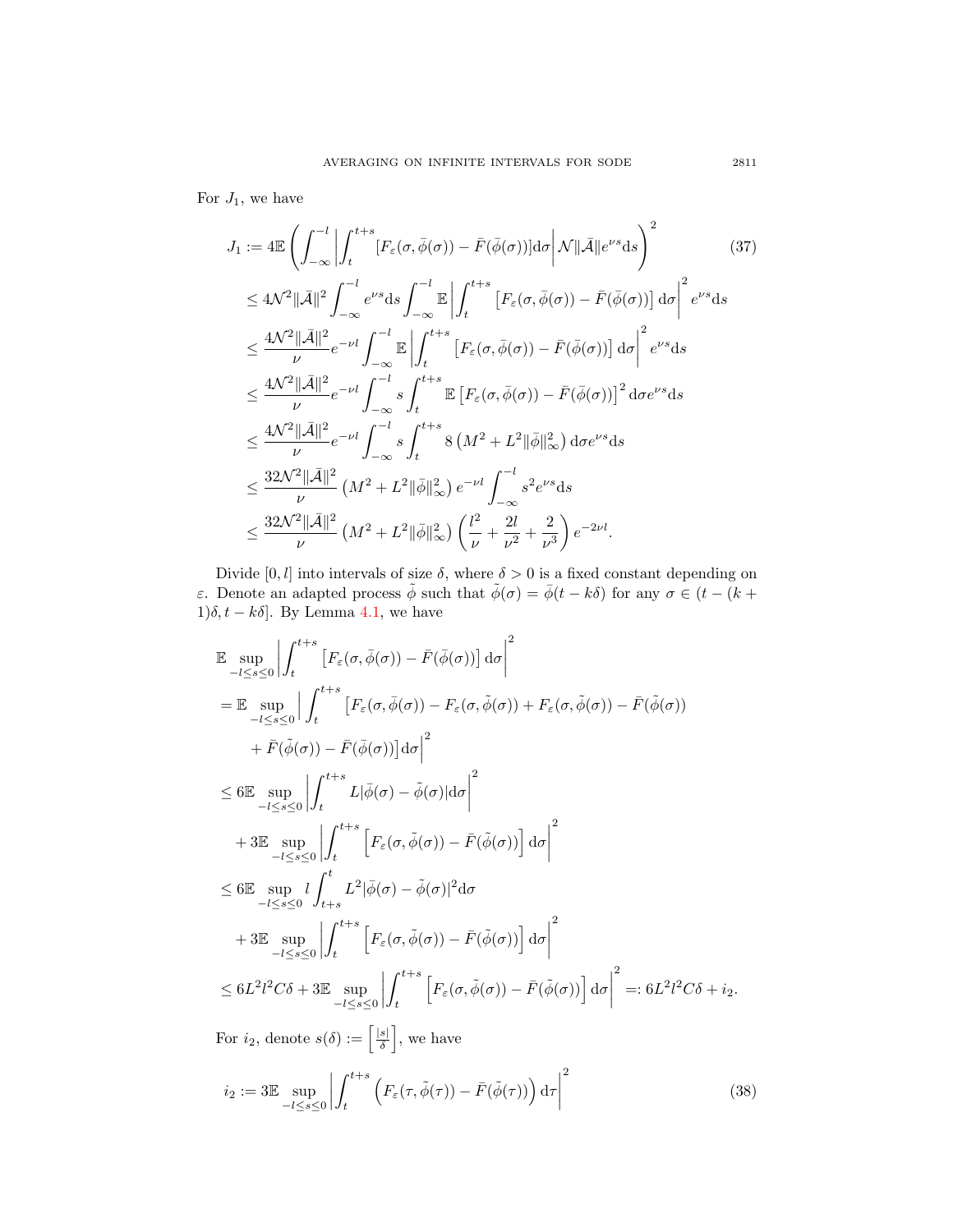For $J_1$, we have

$$
\begin{aligned}
J_1 &:= 4\mathbb{E}\left(\int_{-\infty}^{-l}\left|\int_t^{t+s}[F_\varepsilon(\sigma,\bar{\phi}(\sigma))-\bar{F}(\bar{\phi}(\sigma))]\mathrm{d}\sigma\right|\mathcal{N}\|\bar{\mathcal{A}}\|e^{\nu s}\mathrm{d}s\right)^2 \qquad (37)\\
&\leq 4\mathcal{N}^2\|\bar{\mathcal{A}}\|^2\int_{-\infty}^{-l}e^{\nu s}\mathrm{d}s\int_{-\infty}^{-l}\mathbb{E}\left|\int_t^{t+s}\left[F_\varepsilon(\sigma,\bar{\phi}(\sigma))-\bar{F}(\bar{\phi}(\sigma))\right]\mathrm{d}\sigma\right|^2 e^{\nu s}\mathrm{d}s\\
&\leq \frac{4\mathcal{N}^2\|\bar{\mathcal{A}}\|^2}{\nu}e^{-\nu l}\int_{-\infty}^{-l}\mathbb{E}\left|\int_t^{t+s}\left[F_\varepsilon(\sigma,\bar{\phi}(\sigma))-\bar{F}(\bar{\phi}(\sigma))\right]\mathrm{d}\sigma\right|^2 e^{\nu s}\mathrm{d}s\\
&\leq \frac{4\mathcal{N}^2\|\bar{\mathcal{A}}\|^2}{\nu}e^{-\nu l}\int_{-\infty}^{-l}s\int_t^{t+s}\mathbb{E}\left[F_\varepsilon(\sigma,\bar{\phi}(\sigma))-\bar{F}(\bar{\phi}(\sigma))\right]^2\mathrm{d}\sigma e^{\nu s}\mathrm{d}s\\
&\leq \frac{4\mathcal{N}^2\|\bar{\mathcal{A}}\|^2}{\nu}e^{-\nu l}\int_{-\infty}^{-l}s\int_t^{t+s}8\left(M^2+L^2\|\bar{\phi}\|_\infty^2\right)\mathrm{d}\sigma e^{\nu s}\mathrm{d}s\\
&\leq \frac{32\mathcal{N}^2\|\bar{\mathcal{A}}\|^2}{\nu}\left(M^2+L^2\|\bar{\phi}\|_\infty^2\right)e^{-\nu l}\int_{-\infty}^{-l}s^2e^{\nu s}\mathrm{d}s\\
&\leq \frac{32\mathcal{N}^2\|\bar{\mathcal{A}}\|^2}{\nu}\left(M^2+L^2\|\bar{\phi}\|_\infty^2\right)\left(\frac{l^2}{\nu}+\frac{2l}{\nu^2}+\frac{2}{\nu^3}\right)e^{-2\nu l}.
\end{aligned}
$$

Divide $[0,l]$ into intervals of size $\delta$, where $\delta>0$ is a fixed constant depending on $\varepsilon$. Denote an adapted process $\tilde{\phi}$ such that $\tilde{\phi}(\sigma)=\bar{\phi}(t-k\delta)$ for any $\sigma\in(t-(k+1)\delta,t-k\delta]$. By Lemma 4.1, we have

$$
\begin{aligned}
&\mathbb{E}\sup_{-l\leq s\leq 0}\left|\int_t^{t+s}\left[F_\varepsilon(\sigma,\bar{\phi}(\sigma))-\bar{F}(\bar{\phi}(\sigma))\right]\mathrm{d}\sigma\right|^2\\
&=\mathbb{E}\sup_{-l\leq s\leq 0}\Big|\int_t^{t+s}\big[F_\varepsilon(\sigma,\bar{\phi}(\sigma))-F_\varepsilon(\sigma,\tilde{\phi}(\sigma))+F_\varepsilon(\sigma,\tilde{\phi}(\sigma))-\bar{F}(\tilde{\phi}(\sigma))\\
&\qquad+\bar{F}(\tilde{\phi}(\sigma))-\bar{F}(\bar{\phi}(\sigma))\big]\mathrm{d}\sigma\Big|^2\\
&\leq 6\mathbb{E}\sup_{-l\leq s\leq 0}\left|\int_t^{t+s}L|\bar{\phi}(\sigma)-\tilde{\phi}(\sigma)|\mathrm{d}\sigma\right|^2\\
&\quad+3\mathbb{E}\sup_{-l\leq s\leq 0}\left|\int_t^{t+s}\left[F_\varepsilon(\sigma,\tilde{\phi}(\sigma))-\bar{F}(\tilde{\phi}(\sigma))\right]\mathrm{d}\sigma\right|^2\\
&\leq 6\mathbb{E}\sup_{-l\leq s\leq 0}l\int_{t+s}^{t}L^2|\bar{\phi}(\sigma)-\tilde{\phi}(\sigma)|^2\mathrm{d}\sigma\\
&\quad+3\mathbb{E}\sup_{-l\leq s\leq 0}\left|\int_t^{t+s}\left[F_\varepsilon(\sigma,\tilde{\phi}(\sigma))-\bar{F}(\tilde{\phi}(\sigma))\right]\mathrm{d}\sigma\right|^2\\
&\leq 6L^2l^2C\delta+3\mathbb{E}\sup_{-l\leq s\leq 0}\left|\int_t^{t+s}\left[F_\varepsilon(\sigma,\tilde{\phi}(\sigma))-\bar{F}(\tilde{\phi}(\sigma))\right]\mathrm{d}\sigma\right|^2=:6L^2l^2C\delta+i_2.
\end{aligned}
$$

For $i_2$, denote $s(\delta):=\left[\frac{|s|}{\delta}\right]$, we have

$$
i_2:=3\mathbb{E}\sup_{-l\leq s\leq 0}\left|\int_t^{t+s}\left(F_\varepsilon(\tau,\tilde{\phi}(\tau))-\bar{F}(\tilde{\phi}(\tau))\right)\mathrm{d}\tau\right|^2 \qquad (38)
$$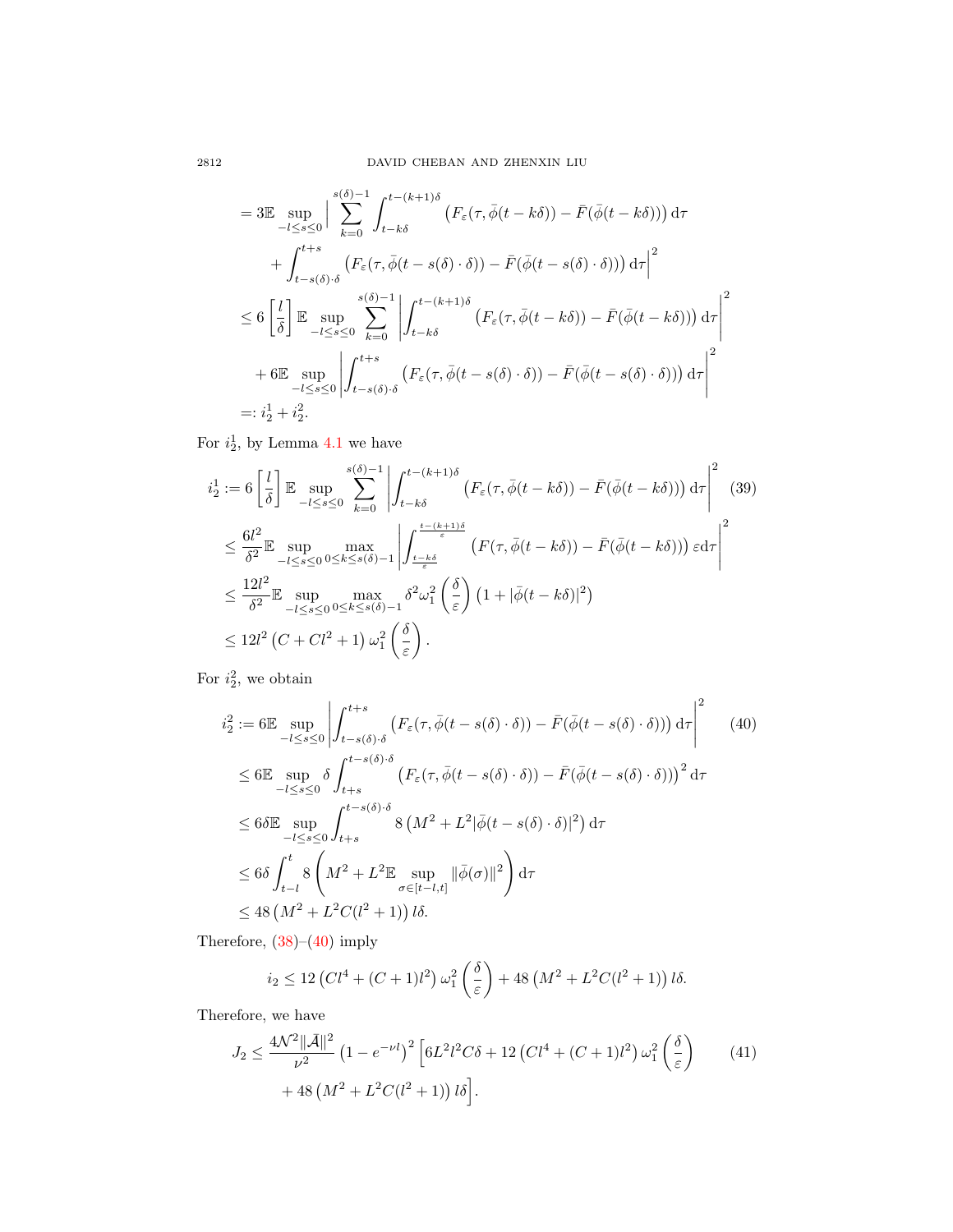$$
\begin{aligned}
&= 3\mathbb{E} \sup_{-l\leq s\leq 0} \Big| \sum_{k=0}^{s(\delta)-1} \int_{t-k\delta}^{t-(k+1)\delta} \left(F_\varepsilon(\tau, \bar{\phi}(t-k\delta)) - \bar{F}(\bar{\phi}(t-k\delta))\right) \mathrm{d}\tau \\
&\quad + \int_{t-s(\delta)\cdot\delta}^{t+s} \left(F_\varepsilon(\tau, \bar{\phi}(t-s(\delta)\cdot\delta)) - \bar{F}(\bar{\phi}(t-s(\delta)\cdot\delta))\right) \mathrm{d}\tau \Big|^2 \\
&\leq 6\left[\frac{l}{\delta}\right] \mathbb{E} \sup_{-l\leq s\leq 0} \sum_{k=0}^{s(\delta)-1} \left| \int_{t-k\delta}^{t-(k+1)\delta} \left(F_\varepsilon(\tau, \bar{\phi}(t-k\delta)) - \bar{F}(\bar{\phi}(t-k\delta))\right) \mathrm{d}\tau \right|^2 \\
&\quad + 6\mathbb{E} \sup_{-l\leq s\leq 0} \left| \int_{t-s(\delta)\cdot\delta}^{t+s} \left(F_\varepsilon(\tau, \bar{\phi}(t-s(\delta)\cdot\delta)) - \bar{F}(\bar{\phi}(t-s(\delta)\cdot\delta))\right) \mathrm{d}\tau \right|^2 \\
&=: i_2^1 + i_2^2.
\end{aligned}
$$

For $i_2^1$, by Lemma 4.1 we have

$$
\begin{aligned}
i_2^1 &:= 6\left[\frac{l}{\delta}\right] \mathbb{E} \sup_{-l\leq s\leq 0} \sum_{k=0}^{s(\delta)-1} \left| \int_{t-k\delta}^{t-(k+1)\delta} \left(F_\varepsilon(\tau, \bar{\phi}(t-k\delta)) - \bar{F}(\bar{\phi}(t-k\delta))\right) \mathrm{d}\tau \right|^2 \qquad (39) \\
&\leq \frac{6l^2}{\delta^2} \mathbb{E} \sup_{-l\leq s\leq 0} \max_{0\leq k\leq s(\delta)-1} \left| \int_{\frac{t-k\delta}{\varepsilon}}^{\frac{t-(k+1)\delta}{\varepsilon}} \left(F(\tau, \bar{\phi}(t-k\delta)) - \bar{F}(\bar{\phi}(t-k\delta))\right) \varepsilon \mathrm{d}\tau \right|^2 \\
&\leq \frac{12l^2}{\delta^2} \mathbb{E} \sup_{-l\leq s\leq 0} \max_{0\leq k\leq s(\delta)-1} \delta^2 \omega_1^2\left(\frac{\delta}{\varepsilon}\right) \left(1 + |\bar{\phi}(t-k\delta)|^2\right) \\
&\leq 12l^2 \left(C + Cl^2 + 1\right) \omega_1^2\left(\frac{\delta}{\varepsilon}\right).
\end{aligned}
$$

For $i_2^2$, we obtain

$$
\begin{aligned}
i_2^2 &:= 6\mathbb{E} \sup_{-l\leq s\leq 0} \left| \int_{t-s(\delta)\cdot\delta}^{t+s} \left(F_\varepsilon(\tau, \bar{\phi}(t-s(\delta)\cdot\delta)) - \bar{F}(\bar{\phi}(t-s(\delta)\cdot\delta))\right) \mathrm{d}\tau \right|^2 \qquad (40) \\
&\leq 6\mathbb{E} \sup_{-l\leq s\leq 0} \delta \int_{t+s}^{t-s(\delta)\cdot\delta} \left(F_\varepsilon(\tau, \bar{\phi}(t-s(\delta)\cdot\delta)) - \bar{F}(\bar{\phi}(t-s(\delta)\cdot\delta))\right)^2 \mathrm{d}\tau \\
&\leq 6\delta\mathbb{E} \sup_{-l\leq s\leq 0} \int_{t+s}^{t-s(\delta)\cdot\delta} 8\left(M^2 + L^2|\bar{\phi}(t-s(\delta)\cdot\delta)|^2\right) \mathrm{d}\tau \\
&\leq 6\delta \int_{t-l}^{t} 8\left(M^2 + L^2\mathbb{E} \sup_{\sigma\in[t-l,t]} \|\bar{\phi}(\sigma)\|^2\right) \mathrm{d}\tau \\
&\leq 48\left(M^2 + L^2C(l^2+1)\right) l\delta.
\end{aligned}
$$

Therefore, (38)–(40) imply

$$
i_2 \leq 12\left(Cl^4 + (C+1)l^2\right)\omega_1^2\left(\frac{\delta}{\varepsilon}\right) + 48\left(M^2 + L^2C(l^2+1)\right) l\delta.
$$

Therefore, we have

$$
\begin{aligned}
J_2 \leq \frac{4\mathcal{N}^2\|\bar{\mathcal{A}}\|^2}{\nu^2}\left(1 - e^{-\nu l}\right)^2 \Big[ & 6L^2l^2C\delta + 12\left(Cl^4 + (C+1)l^2\right)\omega_1^2\left(\frac{\delta}{\varepsilon}\right) \qquad (41) \\
& + 48\left(M^2 + L^2C(l^2+1)\right) l\delta \Big].
\end{aligned}
$$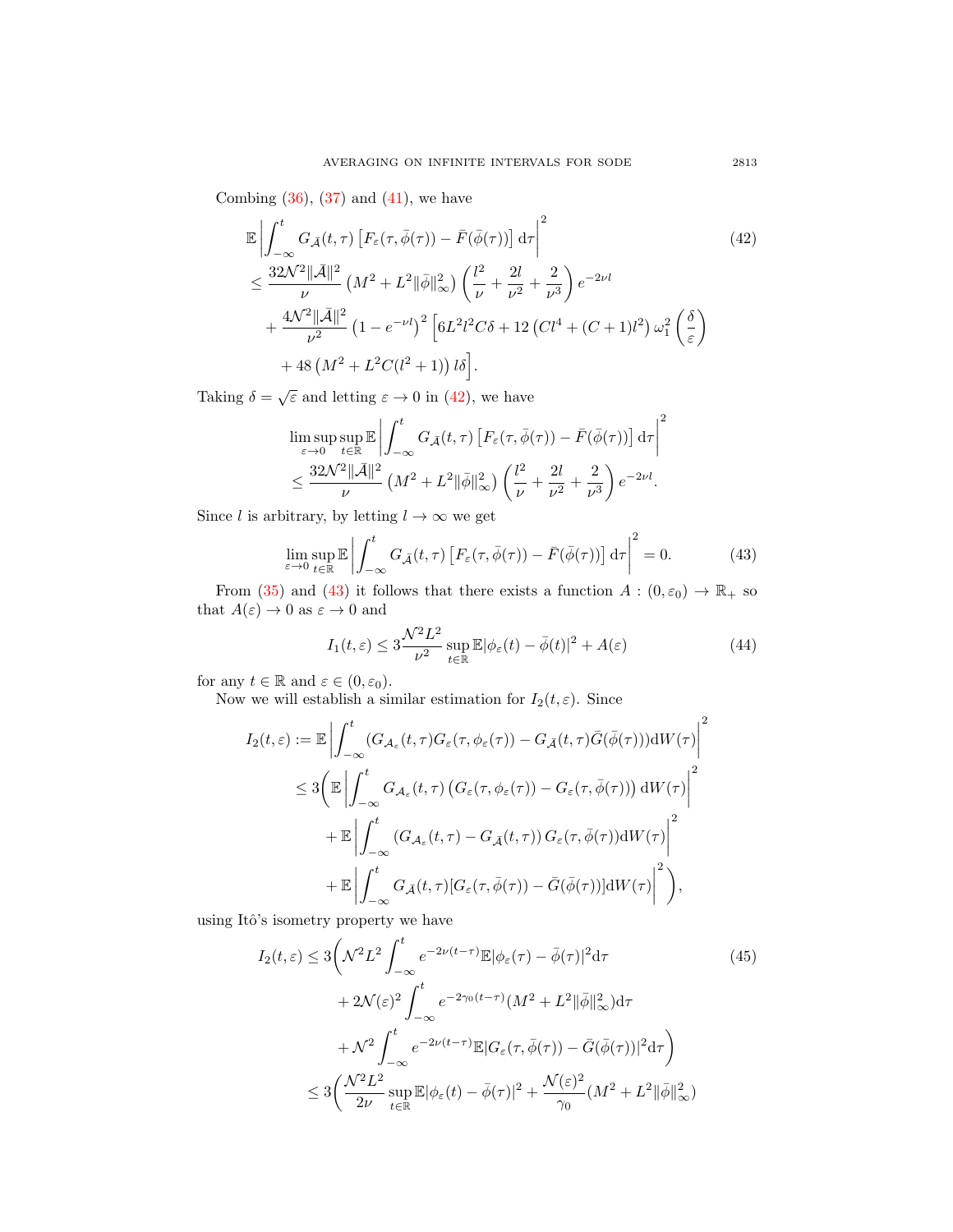Combing (36), (37) and (41), we have

$$
\begin{aligned}
&\mathbb{E}\left|\int_{-\infty}^{t} G_{\bar{\mathcal{A}}}(t,\tau)\left[F_\varepsilon(\tau,\bar{\phi}(\tau)) - \bar{F}(\bar{\phi}(\tau))\right]\mathrm{d}\tau\right|^2 \\
&\le \frac{32\mathcal{N}^2\|\bar{\mathcal{A}}\|^2}{\nu}\left(M^2 + L^2\|\bar{\phi}\|_\infty^2\right)\left(\frac{l^2}{\nu} + \frac{2l}{\nu^2} + \frac{2}{\nu^3}\right)e^{-2\nu l} \\
&\quad + \frac{4\mathcal{N}^2\|\bar{\mathcal{A}}\|^2}{\nu^2}\left(1 - e^{-\nu l}\right)^2\Big[6L^2 l^2 C\delta + 12\left(Cl^4 + (C+1)l^2\right)\omega_1^2\left(\frac{\delta}{\varepsilon}\right) \\
&\quad + 48\left(M^2 + L^2 C(l^2+1)\right)l\delta\Big].
\end{aligned} \tag{42}
$$

Taking $\delta = \sqrt{\varepsilon}$ and letting $\varepsilon \to 0$ in (42), we have

$$
\begin{aligned}
&\limsup_{\varepsilon\to 0}\sup_{t\in\mathbb{R}}\mathbb{E}\left|\int_{-\infty}^{t} G_{\bar{\mathcal{A}}}(t,\tau)\left[F_\varepsilon(\tau,\bar{\phi}(\tau)) - \bar{F}(\bar{\phi}(\tau))\right]\mathrm{d}\tau\right|^2 \\
&\le \frac{32\mathcal{N}^2\|\bar{\mathcal{A}}\|^2}{\nu}\left(M^2 + L^2\|\bar{\phi}\|_\infty^2\right)\left(\frac{l^2}{\nu} + \frac{2l}{\nu^2} + \frac{2}{\nu^3}\right)e^{-2\nu l}.
\end{aligned}
$$

Since $l$ is arbitrary, by letting $l \to \infty$ we get

$$
\lim_{\varepsilon\to 0}\sup_{t\in\mathbb{R}}\mathbb{E}\left|\int_{-\infty}^{t} G_{\bar{\mathcal{A}}}(t,\tau)\left[F_\varepsilon(\tau,\bar{\phi}(\tau)) - \bar{F}(\bar{\phi}(\tau))\right]\mathrm{d}\tau\right|^2 = 0. \tag{43}
$$

From (35) and (43) it follows that there exists a function $A : (0,\varepsilon_0) \to \mathbb{R}_+$ so that $A(\varepsilon) \to 0$ as $\varepsilon \to 0$ and

$$
I_1(t,\varepsilon) \le 3\frac{\mathcal{N}^2 L^2}{\nu^2}\sup_{t\in\mathbb{R}}\mathbb{E}|\phi_\varepsilon(t) - \bar{\phi}(t)|^2 + A(\varepsilon) \tag{44}
$$

for any $t \in \mathbb{R}$ and $\varepsilon \in (0,\varepsilon_0)$.

Now we will establish a similar estimation for $I_2(t,\varepsilon)$. Since

$$
\begin{aligned}
I_2(t,\varepsilon) &:= \mathbb{E}\left|\int_{-\infty}^{t}(G_{\mathcal{A}_\varepsilon}(t,\tau)G_\varepsilon(\tau,\phi_\varepsilon(\tau)) - G_{\bar{\mathcal{A}}}(t,\tau)\bar{G}(\bar{\phi}(\tau)))\mathrm{d}W(\tau)\right|^2 \\
&\le 3\Bigg(\mathbb{E}\left|\int_{-\infty}^{t} G_{\mathcal{A}_\varepsilon}(t,\tau)\left(G_\varepsilon(\tau,\phi_\varepsilon(\tau)) - G_\varepsilon(\tau,\bar{\phi}(\tau))\right)\mathrm{d}W(\tau)\right|^2 \\
&\quad + \mathbb{E}\left|\int_{-\infty}^{t}\left(G_{\mathcal{A}_\varepsilon}(t,\tau) - G_{\bar{\mathcal{A}}}(t,\tau)\right)G_\varepsilon(\tau,\bar{\phi}(\tau))\mathrm{d}W(\tau)\right|^2 \\
&\quad + \mathbb{E}\left|\int_{-\infty}^{t} G_{\bar{\mathcal{A}}}(t,\tau)[G_\varepsilon(\tau,\bar{\phi}(\tau)) - \bar{G}(\bar{\phi}(\tau))]\mathrm{d}W(\tau)\right|^2\Bigg),
\end{aligned}
$$

using Itô's isometry property we have

$$
\begin{aligned}
I_2(t,\varepsilon) &\le 3\Bigg(\mathcal{N}^2 L^2\int_{-\infty}^{t} e^{-2\nu(t-\tau)}\mathbb{E}|\phi_\varepsilon(\tau) - \bar{\phi}(\tau)|^2\mathrm{d}\tau \\
&\quad + 2\mathcal{N}(\varepsilon)^2\int_{-\infty}^{t} e^{-2\gamma_0(t-\tau)}(M^2 + L^2\|\bar{\phi}\|_\infty^2)\mathrm{d}\tau \\
&\quad + \mathcal{N}^2\int_{-\infty}^{t} e^{-2\nu(t-\tau)}\mathbb{E}|G_\varepsilon(\tau,\bar{\phi}(\tau)) - \bar{G}(\bar{\phi}(\tau))|^2\mathrm{d}\tau\Bigg) \\
&\le 3\Bigg(\frac{\mathcal{N}^2 L^2}{2\nu}\sup_{t\in\mathbb{R}}\mathbb{E}|\phi_\varepsilon(t) - \bar{\phi}(\tau)|^2 + \frac{\mathcal{N}(\varepsilon)^2}{\gamma_0}(M^2 + L^2\|\bar{\phi}\|_\infty^2)
\end{aligned} \tag{45}
$$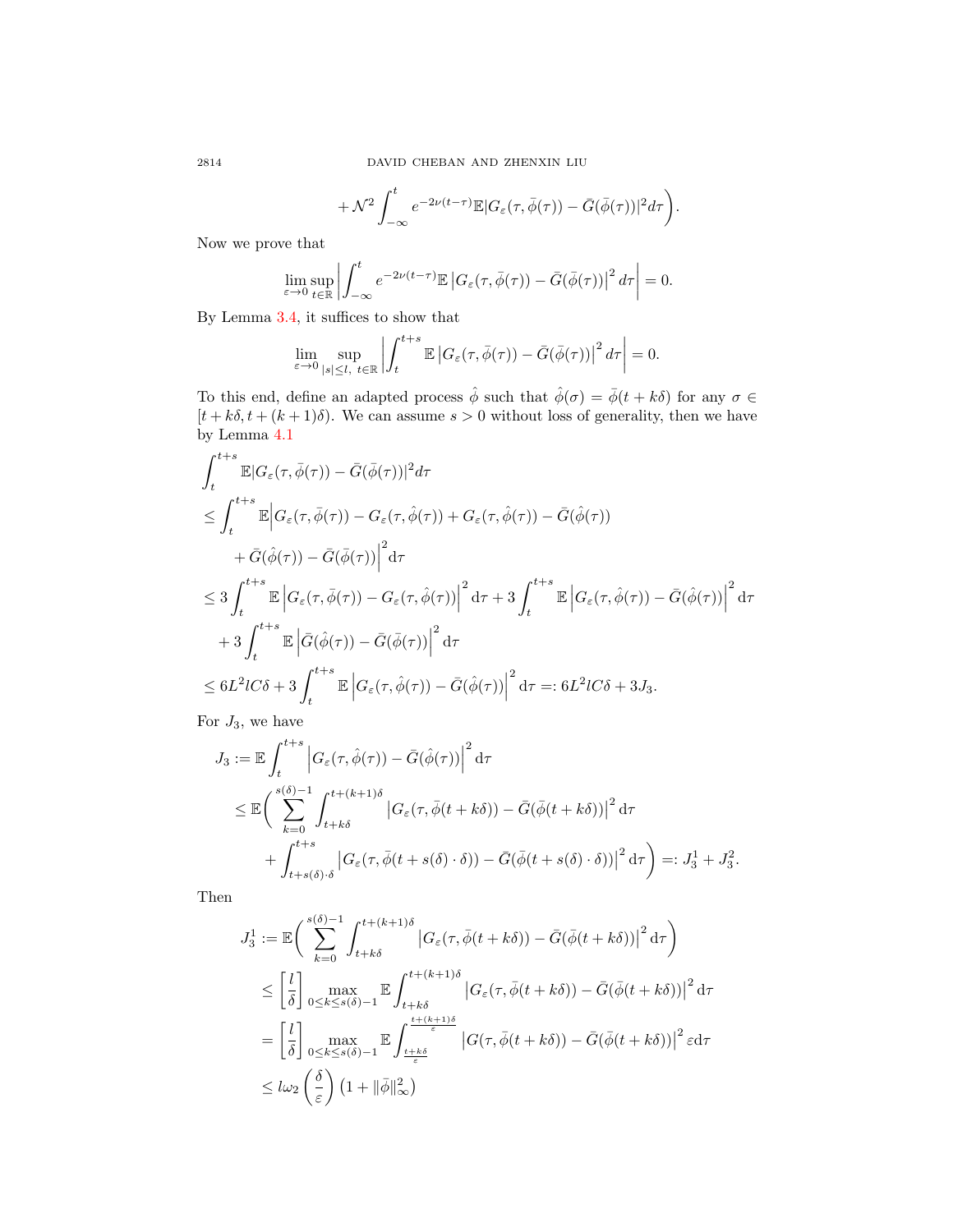$$+\mathcal{N}^2\int_{-\infty}^{t} e^{-2\nu(t-\tau)}\mathbb{E}|G_\varepsilon(\tau,\bar{\phi}(\tau))-\bar{G}(\bar{\phi}(\tau))|^2 d\tau\bigg).$$

Now we prove that

$$\lim_{\varepsilon\to 0}\sup_{t\in\mathbb{R}}\left|\int_{-\infty}^{t} e^{-2\nu(t-\tau)}\mathbb{E}\left|G_\varepsilon(\tau,\bar{\phi}(\tau))-\bar{G}(\bar{\phi}(\tau))\right|^2 d\tau\right|=0.$$

By Lemma 3.4, it suffices to show that

$$\lim_{\varepsilon\to 0}\sup_{|s|\le l,\ t\in\mathbb{R}}\left|\int_{t}^{t+s}\mathbb{E}\left|G_\varepsilon(\tau,\bar{\phi}(\tau))-\bar{G}(\bar{\phi}(\tau))\right|^2 d\tau\right|=0.$$

To this end, define an adapted process $\hat{\phi}$ such that $\hat{\phi}(\sigma)=\bar{\phi}(t+k\delta)$ for any $\sigma\in[t+k\delta,t+(k+1)\delta)$. We can assume $s>0$ without loss of generality, then we have by Lemma 4.1

$$\begin{aligned}
&\int_{t}^{t+s}\mathbb{E}|G_\varepsilon(\tau,\bar{\phi}(\tau))-\bar{G}(\bar{\phi}(\tau))|^2 d\tau\\
&\le\int_{t}^{t+s}\mathbb{E}\Big|G_\varepsilon(\tau,\bar{\phi}(\tau))-G_\varepsilon(\tau,\hat{\phi}(\tau))+G_\varepsilon(\tau,\hat{\phi}(\tau))-\bar{G}(\hat{\phi}(\tau))\\
&\qquad+\bar{G}(\hat{\phi}(\tau))-\bar{G}(\bar{\phi}(\tau))\Big|^2\mathrm{d}\tau\\
&\le 3\int_{t}^{t+s}\mathbb{E}\left|G_\varepsilon(\tau,\bar{\phi}(\tau))-G_\varepsilon(\tau,\hat{\phi}(\tau))\right|^2\mathrm{d}\tau+3\int_{t}^{t+s}\mathbb{E}\left|G_\varepsilon(\tau,\hat{\phi}(\tau))-\bar{G}(\hat{\phi}(\tau))\right|^2\mathrm{d}\tau\\
&\quad+3\int_{t}^{t+s}\mathbb{E}\left|\bar{G}(\hat{\phi}(\tau))-\bar{G}(\bar{\phi}(\tau))\right|^2\mathrm{d}\tau\\
&\le 6L^2lC\delta+3\int_{t}^{t+s}\mathbb{E}\left|G_\varepsilon(\tau,\hat{\phi}(\tau))-\bar{G}(\hat{\phi}(\tau))\right|^2\mathrm{d}\tau=:6L^2lC\delta+3J_3.
\end{aligned}$$

For $J_3$, we have

$$\begin{aligned}
J_3&:=\mathbb{E}\int_{t}^{t+s}\left|G_\varepsilon(\tau,\hat{\phi}(\tau))-\bar{G}(\hat{\phi}(\tau))\right|^2\mathrm{d}\tau\\
&\le\mathbb{E}\bigg(\sum_{k=0}^{s(\delta)-1}\int_{t+k\delta}^{t+(k+1)\delta}\left|G_\varepsilon(\tau,\bar{\phi}(t+k\delta))-\bar{G}(\bar{\phi}(t+k\delta))\right|^2\mathrm{d}\tau\\
&\qquad+\int_{t+s(\delta)\cdot\delta}^{t+s}\left|G_\varepsilon(\tau,\bar{\phi}(t+s(\delta)\cdot\delta))-\bar{G}(\bar{\phi}(t+s(\delta)\cdot\delta))\right|^2\mathrm{d}\tau\bigg)=:J_3^1+J_3^2.
\end{aligned}$$

Then

$$\begin{aligned}
J_3^1&:=\mathbb{E}\bigg(\sum_{k=0}^{s(\delta)-1}\int_{t+k\delta}^{t+(k+1)\delta}\left|G_\varepsilon(\tau,\bar{\phi}(t+k\delta))-\bar{G}(\bar{\phi}(t+k\delta))\right|^2\mathrm{d}\tau\bigg)\\
&\le\left[\frac{l}{\delta}\right]\max_{0\le k\le s(\delta)-1}\mathbb{E}\int_{t+k\delta}^{t+(k+1)\delta}\left|G_\varepsilon(\tau,\bar{\phi}(t+k\delta))-\bar{G}(\bar{\phi}(t+k\delta))\right|^2\mathrm{d}\tau\\
&=\left[\frac{l}{\delta}\right]\max_{0\le k\le s(\delta)-1}\mathbb{E}\int_{\frac{t+k\delta}{\varepsilon}}^{\frac{t+(k+1)\delta}{\varepsilon}}\left|G(\tau,\bar{\phi}(t+k\delta))-\bar{G}(\bar{\phi}(t+k\delta))\right|^2\varepsilon\mathrm{d}\tau\\
&\le l\omega_2\left(\frac{\delta}{\varepsilon}\right)\left(1+\|\bar{\phi}\|_\infty^2\right)
\end{aligned}$$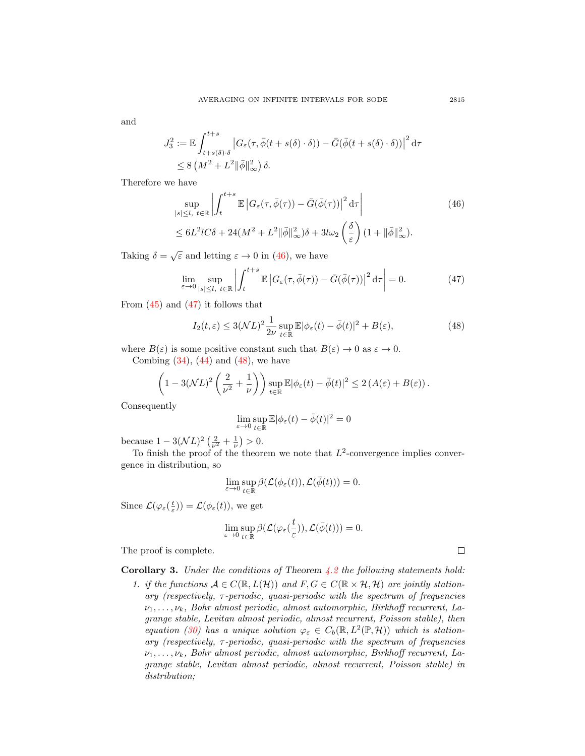and

$$J_3^2 := \mathbb{E}\int_{t+s(\delta)\cdot\delta}^{t+s} \left|G_\varepsilon(\tau, \bar{\phi}(t+s(\delta)\cdot\delta)) - \bar{G}(\bar{\phi}(t+s(\delta)\cdot\delta))\right|^2 \mathrm{d}\tau$$
$$\leq 8\left(M^2 + L^2\|\bar{\phi}\|_\infty^2\right)\delta.$$

Therefore we have

$$\sup_{|s|\leq l,\ t\in\mathbb{R}} \left|\int_t^{t+s} \mathbb{E}\left|G_\varepsilon(\tau, \bar{\phi}(\tau)) - \bar{G}(\bar{\phi}(\tau))\right|^2 \mathrm{d}\tau\right| \tag{46}$$
$$\leq 6L^2 lC\delta + 24(M^2 + L^2\|\bar{\phi}\|_\infty^2)\delta + 3l\omega_2\left(\frac{\delta}{\varepsilon}\right)(1 + \|\bar{\phi}\|_\infty^2).$$

Taking $\delta = \sqrt{\varepsilon}$ and letting $\varepsilon \to 0$ in (46), we have

$$\lim_{\varepsilon\to 0}\sup_{|s|\leq l,\ t\in\mathbb{R}} \left|\int_t^{t+s} \mathbb{E}\left|G_\varepsilon(\tau, \bar{\phi}(\tau)) - \bar{G}(\bar{\phi}(\tau))\right|^2 \mathrm{d}\tau\right| = 0. \tag{47}$$

From (45) and (47) it follows that

$$I_2(t,\varepsilon) \leq 3(\mathcal{N}L)^2 \frac{1}{2\nu}\sup_{t\in\mathbb{R}} \mathbb{E}|\phi_\varepsilon(t) - \bar{\phi}(t)|^2 + B(\varepsilon), \tag{48}$$

where $B(\varepsilon)$ is some positive constant such that $B(\varepsilon) \to 0$ as $\varepsilon \to 0$.

Combing (34), (44) and (48), we have

$$\left(1 - 3(\mathcal{N}L)^2\left(\frac{2}{\nu^2} + \frac{1}{\nu}\right)\right)\sup_{t\in\mathbb{R}} \mathbb{E}|\phi_\varepsilon(t) - \bar{\phi}(t)|^2 \leq 2\left(A(\varepsilon) + B(\varepsilon)\right).$$

Consequently

$$\lim_{\varepsilon\to 0}\sup_{t\in\mathbb{R}} \mathbb{E}|\phi_\varepsilon(t) - \bar{\phi}(t)|^2 = 0$$

because $1 - 3(\mathcal{N}L)^2\left(\frac{2}{\nu^2} + \frac{1}{\nu}\right) > 0$.

To finish the proof of the theorem we note that $L^2$-convergence implies convergence in distribution, so

$$\lim_{\varepsilon\to 0}\sup_{t\in\mathbb{R}} \beta(\mathcal{L}(\phi_\varepsilon(t)), \mathcal{L}(\bar{\phi}(t))) = 0.$$

Since $\mathcal{L}(\varphi_\varepsilon(\frac{t}{\varepsilon})) = \mathcal{L}(\phi_\varepsilon(t))$, we get

$$\lim_{\varepsilon\to 0}\sup_{t\in\mathbb{R}} \beta(\mathcal{L}(\varphi_\varepsilon(\frac{t}{\varepsilon})), \mathcal{L}(\bar{\phi}(t))) = 0.$$

The proof is complete. ∎

**Corollary 3.** *Under the conditions of Theorem 4.2 the following statements hold:*

1. *if the functions $\mathcal{A} \in C(\mathbb{R}, L(\mathcal{H}))$ and $F, G \in C(\mathbb{R}\times\mathcal{H}, \mathcal{H})$ are jointly stationary (respectively, $\tau$-periodic, quasi-periodic with the spectrum of frequencies $\nu_1, \ldots, \nu_k$, Bohr almost periodic, almost automorphic, Birkhoff recurrent, Lagrange stable, Levitan almost periodic, almost recurrent, Poisson stable), then equation (30) has a unique solution $\varphi_\varepsilon \in C_b(\mathbb{R}, L^2(\mathbb{P}, \mathcal{H}))$ which is stationary (respectively, $\tau$-periodic, quasi-periodic with the spectrum of frequencies $\nu_1, \ldots, \nu_k$, Bohr almost periodic, almost automorphic, Birkhoff recurrent, Lagrange stable, Levitan almost periodic, almost recurrent, Poisson stable) in distribution;*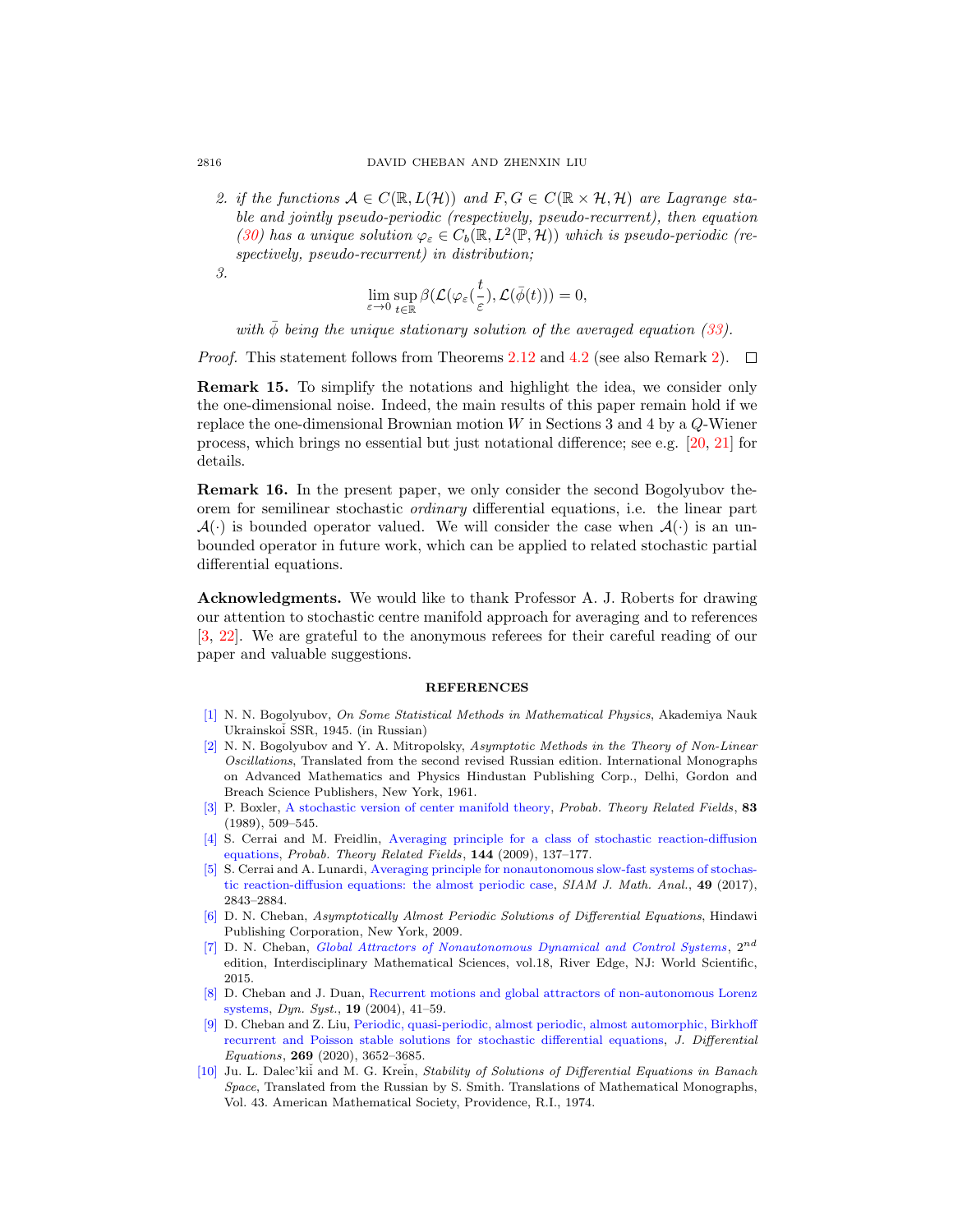2. *if the functions $\mathcal{A} \in C(\mathbb{R}, L(\mathcal{H}))$ and $F, G \in C(\mathbb{R} \times \mathcal{H}, \mathcal{H})$ are Lagrange stable and jointly pseudo-periodic (respectively, pseudo-recurrent), then equation (30) has a unique solution $\varphi_\varepsilon \in C_b(\mathbb{R}, L^2(\mathbb{P}, \mathcal{H}))$ which is pseudo-periodic (respectively, pseudo-recurrent) in distribution;*
3. 
$$\lim_{\varepsilon \to 0} \sup_{t \in \mathbb{R}} \beta(\mathcal{L}(\varphi_\varepsilon(\frac{t}{\varepsilon}), \mathcal{L}(\bar{\phi}(t))) = 0,$$

   *with $\bar{\phi}$ being the unique stationary solution of the averaged equation (33).*

*Proof.* This statement follows from Theorems 2.12 and 4.2 (see also Remark 2). □

**Remark 15.** To simplify the notations and highlight the idea, we consider only the one-dimensional noise. Indeed, the main results of this paper remain hold if we replace the one-dimensional Brownian motion $W$ in Sections 3 and 4 by a $Q$-Wiener process, which brings no essential but just notational difference; see e.g. [20, 21] for details.

**Remark 16.** In the present paper, we only consider the second Bogolyubov theorem for semilinear stochastic *ordinary* differential equations, i.e. the linear part $\mathcal{A}(\cdot)$ is bounded operator valued. We will consider the case when $\mathcal{A}(\cdot)$ is an unbounded operator in future work, which can be applied to related stochastic partial differential equations.

**Acknowledgments.** We would like to thank Professor A. J. Roberts for drawing our attention to stochastic centre manifold approach for averaging and to references [3, 22]. We are grateful to the anonymous referees for their careful reading of our paper and valuable suggestions.

## REFERENCES

[1] N. N. Bogolyubov, *On Some Statistical Methods in Mathematical Physics*, Akademiya Nauk Ukrainskoi SSR, 1945. (in Russian)

[2] N. N. Bogolyubov and Y. A. Mitropolsky, *Asymptotic Methods in the Theory of Non-Linear Oscillations*, Translated from the second revised Russian edition. International Monographs on Advanced Mathematics and Physics Hindustan Publishing Corp., Delhi, Gordon and Breach Science Publishers, New York, 1961.

[3] P. Boxler, A stochastic version of center manifold theory, *Probab. Theory Related Fields*, **83** (1989), 509–545.

[4] S. Cerrai and M. Freidlin, Averaging principle for a class of stochastic reaction-diffusion equations, *Probab. Theory Related Fields*, **144** (2009), 137–177.

[5] S. Cerrai and A. Lunardi, Averaging principle for nonautonomous slow-fast systems of stochastic reaction-diffusion equations: the almost periodic case, *SIAM J. Math. Anal.*, **49** (2017), 2843–2884.

[6] D. N. Cheban, *Asymptotically Almost Periodic Solutions of Differential Equations*, Hindawi Publishing Corporation, New York, 2009.

[7] D. N. Cheban, *Global Attractors of Nonautonomous Dynamical and Control Systems*, $2^{nd}$ edition, Interdisciplinary Mathematical Sciences, vol.18, River Edge, NJ: World Scientific, 2015.

[8] D. Cheban and J. Duan, Recurrent motions and global attractors of non-autonomous Lorenz systems, *Dyn. Syst.*, **19** (2004), 41–59.

[9] D. Cheban and Z. Liu, Periodic, quasi-periodic, almost periodic, almost automorphic, Birkhoff recurrent and Poisson stable solutions for stochastic differential equations, *J. Differential Equations*, **269** (2020), 3652–3685.

[10] Ju. L. Dalec'kiĭ and M. G. Kreĭn, *Stability of Solutions of Differential Equations in Banach Space*, Translated from the Russian by S. Smith. Translations of Mathematical Monographs, Vol. 43. American Mathematical Society, Providence, R.I., 1974.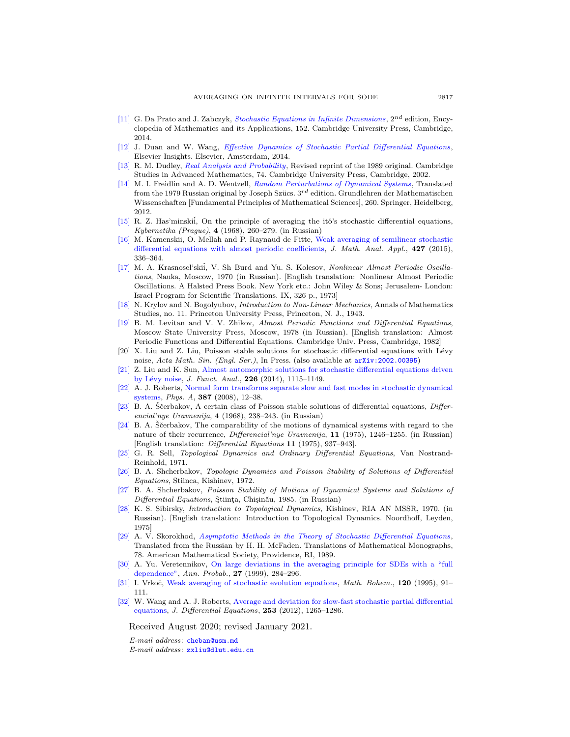[11] G. Da Prato and J. Zabczyk, *Stochastic Equations in Infinite Dimensions*, $2^{nd}$ edition, Encyclopedia of Mathematics and its Applications, 152. Cambridge University Press, Cambridge, 2014.

[12] J. Duan and W. Wang, *Effective Dynamics of Stochastic Partial Differential Equations*, Elsevier Insights. Elsevier, Amsterdam, 2014.

[13] R. M. Dudley, *Real Analysis and Probability*, Revised reprint of the 1989 original. Cambridge Studies in Advanced Mathematics, 74. Cambridge University Press, Cambridge, 2002.

[14] M. I. Freidlin and A. D. Wentzell, *Random Perturbations of Dynamical Systems*, Translated from the 1979 Russian original by Joseph Szücs. $3^{rd}$ edition. Grundlehren der Mathematischen Wissenschaften [Fundamental Principles of Mathematical Sciences], 260. Springer, Heidelberg, 2012.

[15] R. Z. Has'minskiĭ, On the principle of averaging the itô's stochastic differential equations, *Kybernetika (Prague)*, **4** (1968), 260–279. (in Russian)

[16] M. Kamenskii, O. Mellah and P. Raynaud de Fitte, Weak averaging of semilinear stochastic differential equations with almost periodic coefficients, *J. Math. Anal. Appl.*, **427** (2015), 336–364.

[17] M. A. Krasnosel'skiĭ, V. Sh Burd and Yu. S. Kolesov, *Nonlinear Almost Periodic Oscillations*, Nauka, Moscow, 1970 (in Russian). [English translation: Nonlinear Almost Periodic Oscillations. A Halsted Press Book. New York etc.: John Wiley & Sons; Jerusalem- London: Israel Program for Scientific Translations. IX, 326 p., 1973]

[18] N. Krylov and N. Bogolyubov, *Introduction to Non-Linear Mechanics*, Annals of Mathematics Studies, no. 11. Princeton University Press, Princeton, N. J., 1943.

[19] B. M. Levitan and V. V. Zhikov, *Almost Periodic Functions and Differential Equations*, Moscow State University Press, Moscow, 1978 (in Russian). [English translation: Almost Periodic Functions and Differential Equations. Cambridge Univ. Press, Cambridge, 1982]

[20] X. Liu and Z. Liu, Poisson stable solutions for stochastic differential equations with Lévy noise, *Acta Math. Sin. (Engl. Ser.)*, In Press. (also available at arXiv:2002.00395)

[21] Z. Liu and K. Sun, Almost automorphic solutions for stochastic differential equations driven by Lévy noise, *J. Funct. Anal.*, **226** (2014), 1115–1149.

[22] A. J. Roberts, Normal form transforms separate slow and fast modes in stochastic dynamical systems, *Phys. A*, **387** (2008), 12–38.

[23] B. A. Ščerbakov, A certain class of Poisson stable solutions of differential equations, *Differencial'nye Uravnenija*, **4** (1968), 238–243. (in Russian)

[24] B. A. Ščerbakov, The comparability of the motions of dynamical systems with regard to the nature of their recurrence, *Differencial'nye Uravnenija*, **11** (1975), 1246–1255. (in Russian) [English translation: *Differential Equations* **11** (1975), 937–943].

[25] G. R. Sell, *Topological Dynamics and Ordinary Differential Equations*, Van Nostrand-Reinhold, 1971.

[26] B. A. Shcherbakov, *Topologic Dynamics and Poisson Stability of Solutions of Differential Equations*, Stiinca, Kishinev, 1972.

[27] B. A. Shcherbakov, *Poisson Stability of Motions of Dynamical Systems and Solutions of Differential Equations*, Ştiinţa, Chişinău, 1985. (in Russian)

[28] K. S. Sibirsky, *Introduction to Topological Dynamics*, Kishinev, RIA AN MSSR, 1970. (in Russian). [English translation: Introduction to Topological Dynamics. Noordhoff, Leyden, 1975]

[29] A. V. Skorokhod, *Asymptotic Methods in the Theory of Stochastic Differential Equations*, Translated from the Russian by H. H. McFaden. Translations of Mathematical Monographs, 78. American Mathematical Society, Providence, RI, 1989.

[30] A. Yu. Veretennikov, On large deviations in the averaging principle for SDEs with a "full dependence", *Ann. Probab.*, **27** (1999), 284–296.

[31] I. Vrkoč, Weak averaging of stochastic evolution equations, *Math. Bohem.*, **120** (1995), 91–111.

[32] W. Wang and A. J. Roberts, Average and deviation for slow-fast stochastic partial differential equations, *J. Differential Equations*, **253** (2012), 1265–1286.

Received August 2020; revised January 2021.

*E-mail address*: cheban@usm.md
*E-mail address*: zxliu@dlut.edu.cn